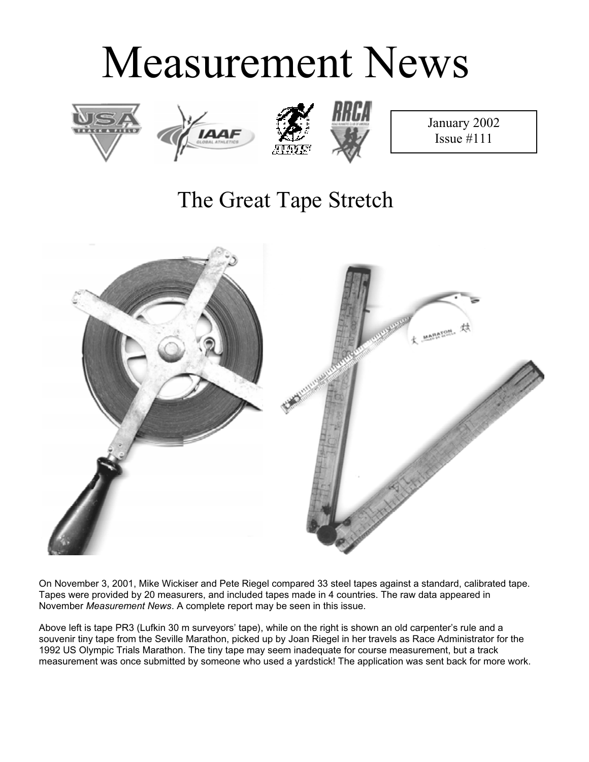# Measurement News

January 2002
Issue #111

## The Great Tape Stretch

On November 3, 2001, Mike Wickiser and Pete Riegel compared 33 steel tapes against a standard, calibrated tape. Tapes were provided by 20 measurers, and included tapes made in 4 countries. The raw data appeared in November *Measurement News*. A complete report may be seen in this issue.

Above left is tape PR3 (Lufkin 30 m surveyors' tape), while on the right is shown an old carpenter's rule and a souvenir tiny tape from the Seville Marathon, picked up by Joan Riegel in her travels as Race Administrator for the 1992 US Olympic Trials Marathon. The tiny tape may seem inadequate for course measurement, but a track measurement was once submitted by someone who used a yardstick! The application was sent back for more work.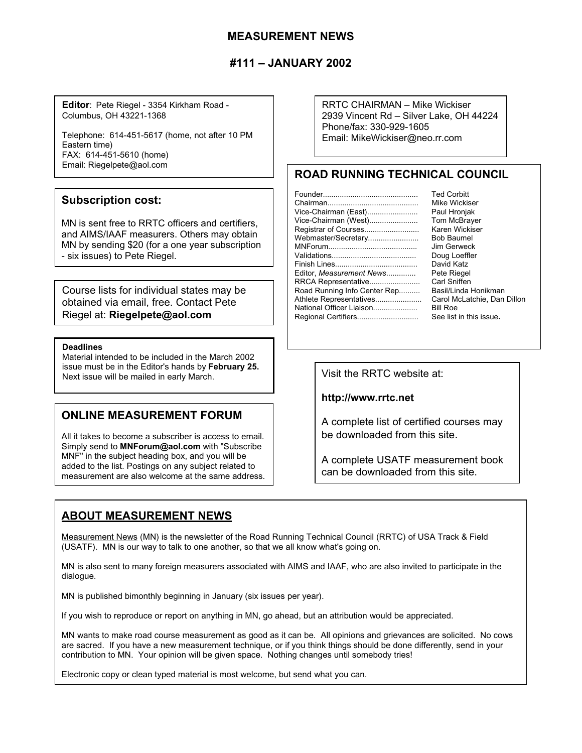# MEASUREMENT NEWS

## #111 – JANUARY 2002

**Editor**: Pete Riegel - 3354 Kirkham Road - Columbus, OH 43221-1368

Telephone: 614-451-5617 (home, not after 10 PM Eastern time)
FAX: 614-451-5610 (home)
Email: Riegelpete@aol.com

RRTC CHAIRMAN – Mike Wickiser
2939 Vincent Rd – Silver Lake, OH 44224
Phone/fax: 330-929-1605
Email: MikeWickiser@neo.rr.com

## Subscription cost:

MN is sent free to RRTC officers and certifiers, and AIMS/IAAF measurers. Others may obtain MN by sending $20 (for a one year subscription - six issues) to Pete Riegel.

Course lists for individual states may be obtained via email, free. Contact Pete Riegel at: **Riegelpete@aol.com**

**Deadlines**
Material intended to be included in the March 2002 issue must be in the Editor's hands by **February 25.** Next issue will be mailed in early March.

## ROAD RUNNING TECHNICAL COUNCIL

| | |
|---|---|
| Founder | Ted Corbitt |
| Chairman | Mike Wickiser |
| Vice-Chairman (East) | Paul Hronjak |
| Vice-Chairman (West) | Tom McBrayer |
| Registrar of Courses | Karen Wickiser |
| Webmaster/Secretary | Bob Baumel |
| MNForum | Jim Gerweck |
| Validations | Doug Loeffler |
| Finish Lines | David Katz |
| Editor, *Measurement News* | Pete Riegel |
| RRCA Representative | Carl Sniffen |
| Road Running Info Center Rep. | Basil/Linda Honikman |
| Athlete Representatives | Carol McLatchie, Dan Dillon |
| National Officer Liaison | Bill Roe |
| Regional Certifiers | See list in this issue. |

## ONLINE MEASUREMENT FORUM

All it takes to become a subscriber is access to email. Simply send to **MNForum@aol.com** with "Subscribe MNF" in the subject heading box, and you will be added to the list. Postings on any subject related to measurement are also welcome at the same address.

Visit the RRTC website at:

**http://www.rrtc.net**

A complete list of certified courses may be downloaded from this site.

A complete USATF measurement book can be downloaded from this site.

## ABOUT MEASUREMENT NEWS

Measurement News (MN) is the newsletter of the Road Running Technical Council (RRTC) of USA Track & Field (USATF). MN is our way to talk to one another, so that we all know what's going on.

MN is also sent to many foreign measurers associated with AIMS and IAAF, who are also invited to participate in the dialogue.

MN is published bimonthly beginning in January (six issues per year).

If you wish to reproduce or report on anything in MN, go ahead, but an attribution would be appreciated.

MN wants to make road course measurement as good as it can be. All opinions and grievances are solicited. No cows are sacred. If you have a new measurement technique, or if you think things should be done differently, send in your contribution to MN. Your opinion will be given space. Nothing changes until somebody tries!

Electronic copy or clean typed material is most welcome, but send what you can.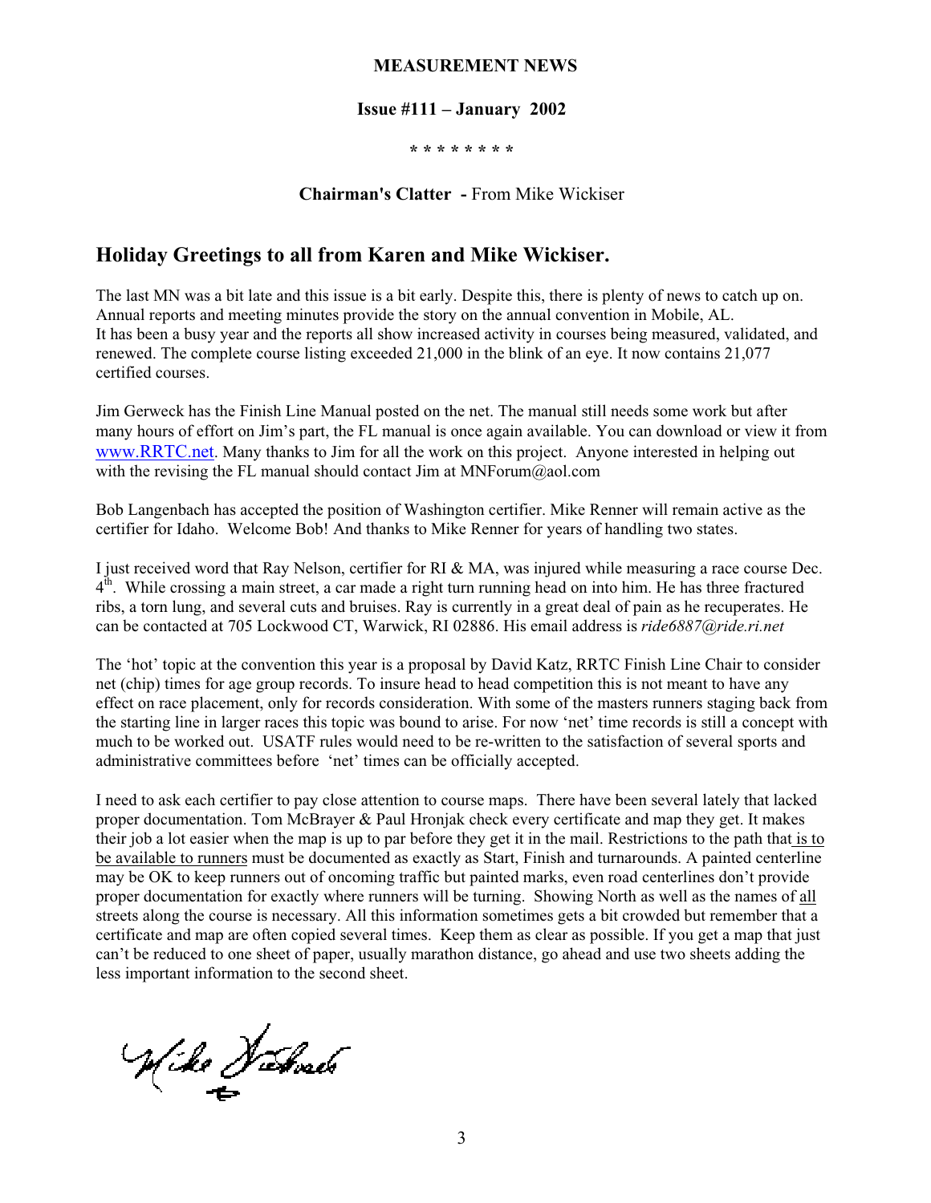**MEASUREMENT NEWS**

**Issue #111 – January 2002**

\* \* \* \* \* \* \* \*

**Chairman's Clatter -** From Mike Wickiser

## Holiday Greetings to all from Karen and Mike Wickiser.

The last MN was a bit late and this issue is a bit early. Despite this, there is plenty of news to catch up on. Annual reports and meeting minutes provide the story on the annual convention in Mobile, AL. It has been a busy year and the reports all show increased activity in courses being measured, validated, and renewed. The complete course listing exceeded 21,000 in the blink of an eye. It now contains 21,077 certified courses.

Jim Gerweck has the Finish Line Manual posted on the net. The manual still needs some work but after many hours of effort on Jim's part, the FL manual is once again available. You can download or view it from www.RRTC.net. Many thanks to Jim for all the work on this project. Anyone interested in helping out with the revising the FL manual should contact Jim at MNForum@aol.com

Bob Langenbach has accepted the position of Washington certifier. Mike Renner will remain active as the certifier for Idaho. Welcome Bob! And thanks to Mike Renner for years of handling two states.

I just received word that Ray Nelson, certifier for RI & MA, was injured while measuring a race course Dec. 4th. While crossing a main street, a car made a right turn running head on into him. He has three fractured ribs, a torn lung, and several cuts and bruises. Ray is currently in a great deal of pain as he recuperates. He can be contacted at 705 Lockwood CT, Warwick, RI 02886. His email address is *ride6887@ride.ri.net*

The 'hot' topic at the convention this year is a proposal by David Katz, RRTC Finish Line Chair to consider net (chip) times for age group records. To insure head to head competition this is not meant to have any effect on race placement, only for records consideration. With some of the masters runners staging back from the starting line in larger races this topic was bound to arise. For now 'net' time records is still a concept with much to be worked out. USATF rules would need to be re-written to the satisfaction of several sports and administrative committees before 'net' times can be officially accepted.

I need to ask each certifier to pay close attention to course maps. There have been several lately that lacked proper documentation. Tom McBrayer & Paul Hronjak check every certificate and map they get. It makes their job a lot easier when the map is up to par before they get it in the mail. Restrictions to the path that is to be available to runners must be documented as exactly as Start, Finish and turnarounds. A painted centerline may be OK to keep runners out of oncoming traffic but painted marks, even road centerlines don't provide proper documentation for exactly where runners will be turning. Showing North as well as the names of all streets along the course is necessary. All this information sometimes gets a bit crowded but remember that a certificate and map are often copied several times. Keep them as clear as possible. If you get a map that just can't be reduced to one sheet of paper, usually marathon distance, go ahead and use two sheets adding the less important information to the second sheet.

Mike Wickiser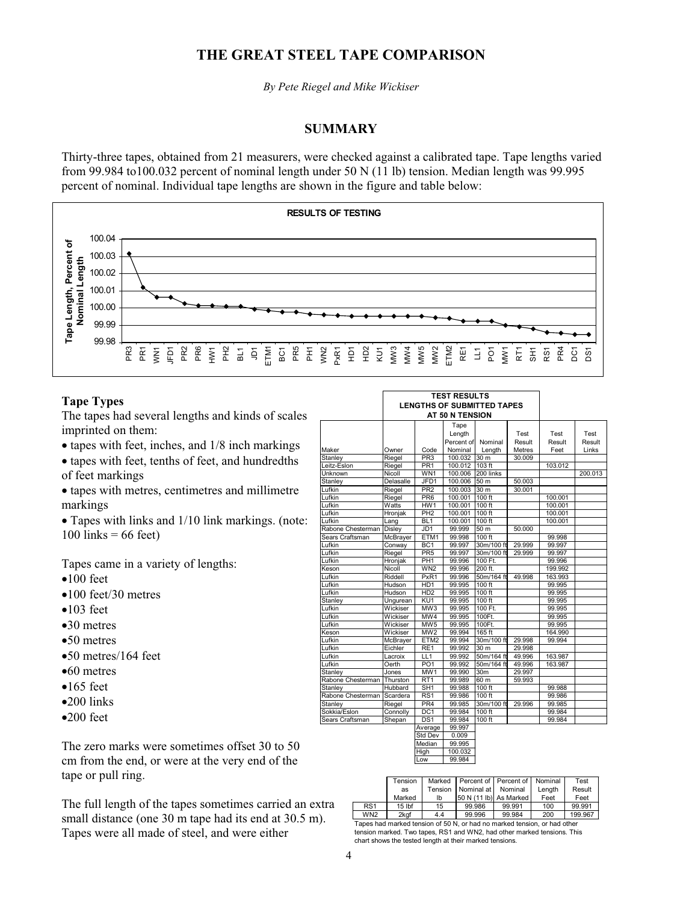# THE GREAT STEEL TAPE COMPARISON

*By Pete Riegel and Mike Wickiser*

## SUMMARY

Thirty-three tapes, obtained from 21 measurers, were checked against a calibrated tape. Tape lengths varied from 99.984 to100.032 percent of nominal length under 50 N (11 lb) tension. Median length was 99.995 percent of nominal. Individual tape lengths are shown in the figure and table below:

**RESULTS OF TESTING**

### Tape Types

The tapes had several lengths and kinds of scales imprinted on them:

- tapes with feet, inches, and 1/8 inch markings
- tapes with feet, tenths of feet, and hundredths of feet markings
- tapes with metres, centimetres and millimetre markings
- Tapes with links and 1/10 link markings. (note: 100 links = 66 feet)

Tapes came in a variety of lengths:

- 100 feet
- 100 feet/30 metres
- 103 feet
- 30 metres
- 50 metres
- 50 metres/164 feet
- 60 metres
- 165 feet
- 200 links
- 200 feet

The zero marks were sometimes offset 30 to 50 cm from the end, or were at the very end of the tape or pull ring.

The full length of the tapes sometimes carried an extra small distance (one 30 m tape had its end at 30.5 m). Tapes were all made of steel, and were either

**TEST RESULTS LENGTHS OF SUBMITTED TAPES AT 50 N TENSION**

| Maker | Owner | Code | Tape Length Percent of Nominal | Nominal Length | Test Result Metres | Test Result Feet | Test Result Links |
|---|---|---|---|---|---|---|---|
| Stanley | Riegel | PR3 | 100.032 | 30 m | 30.009 | | |
| Leitz-Eslon | Riegel | PR1 | 100.012 | 103 ft | | 103.012 | |
| Unknown | Nicoll | WN1 | 100.006 | 200 links | | | 200.013 |
| Stanley | Delasalle | JFD1 | 100.006 | 50 m | 50.003 | | |
| Lufkin | Riegel | PR2 | 100.003 | 30 m | 30.001 | | |
| Lufkin | Riegel | PR6 | 100.001 | 100 ft | | 100.001 | |
| Lufkin | Watts | HW1 | 100.001 | 100 ft | | 100.001 | |
| Lufkin | Hronjak | PH2 | 100.001 | 100 ft | | 100.001 | |
| Lufkin | Lang | BL1 | 100.001 | 100 ft | | 100.001 | |
| Rabone Chesterman | Disley | JD1 | 99.999 | 50 m | 50.000 | | |
| Sears Craftsman | McBrayer | ETM1 | 99.998 | 100 ft | | 99.998 | |
| Lufkin | Conway | BC1 | 99.997 | 30m/100 ft | 29.999 | 99.997 | |
| Lufkin | Riegel | PR5 | 99.997 | 30m/100 ft | 29.999 | 99.997 | |
| Lufkin | Hronjak | PH1 | 99.996 | 100 Ft. | | 99.996 | |
| Keson | Nicoll | WN2 | 99.996 | 200 ft. | | 199.992 | |
| Lufkin | Riddell | PxR1 | 99.996 | 50m/164 ft | 49.998 | 163.993 | |
| Lufkin | Hudson | HD1 | 99.995 | 100 ft | | 99.995 | |
| Lufkin | Hudson | HD2 | 99.995 | 100 ft | | 99.995 | |
| Stanley | Ungurean | KU1 | 99.995 | 100 ft | | 99.995 | |
| Lufkin | Wickiser | MW3 | 99.995 | 100 Ft. | | 99.995 | |
| Lufkin | Wickiser | MW4 | 99.995 | 100Ft. | | 99.995 | |
| Lufkin | Wickiser | MW5 | 99.995 | 100Ft. | | 99.995 | |
| Keson | Wickiser | MW2 | 99.994 | 165 ft | | 164.990 | |
| Lufkin | McBrayer | ETM2 | 99.994 | 30m/100 ft | 29.998 | 99.994 | |
| Lufkin | Eichler | RE1 | 99.992 | 30 m | 29.998 | | |
| Lufkin | Lacroix | LL1 | 99.992 | 50m/164 ft | 49.996 | 163.987 | |
| Lufkin | Oerth | PO1 | 99.992 | 50m/164 ft | 49.996 | 163.987 | |
| Stanley | Jones | MW1 | 99.990 | 30m | 29.997 | | |
| Rabone Chesterman | Thurston | RT1 | 99.989 | 60 m | 59.993 | | |
| Stanley | Hubbard | SH1 | 99.988 | 100 ft | | 99.988 | |
| Rabone Chesterman | Scardera | RS1 | 99.986 | 100 ft | | 99.986 | |
| Stanley | Riegel | PR4 | 99.985 | 30m/100 ft | 29.996 | 99.985 | |
| Sokkia/Eslon | Connolly | DC1 | 99.984 | 100 ft | | 99.984 | |
| Sears Craftsman | Shepan | DS1 | 99.984 | 100 ft | | 99.984 | |
| | | Average | 99.997 | | | | |
| | | Std Dev | 0.009 | | | | |
| | | Median | 99.995 | | | | |
| | | High | 100.032 | | | | |
| | | Low | 99.984 | | | | |

| | Tension as Marked | Marked Tension lb | Percent of Nominal at 50 N (11 lb) | Percent of Nominal As Marked | Nominal Length Feet | Test Result Feet |
|---|---|---|---|---|---|---|
| RS1 | 15 lbf | 15 | 99.986 | 99.991 | 100 | 99.991 |
| WN2 | 2kgf | 4.4 | 99.996 | 99.984 | 200 | 199.967 |

Tapes had marked tension of 50 N, or had no marked tension, or had other tension marked. Two tapes, RS1 and WN2, had other marked tensions. This chart shows the tested length at their marked tensions.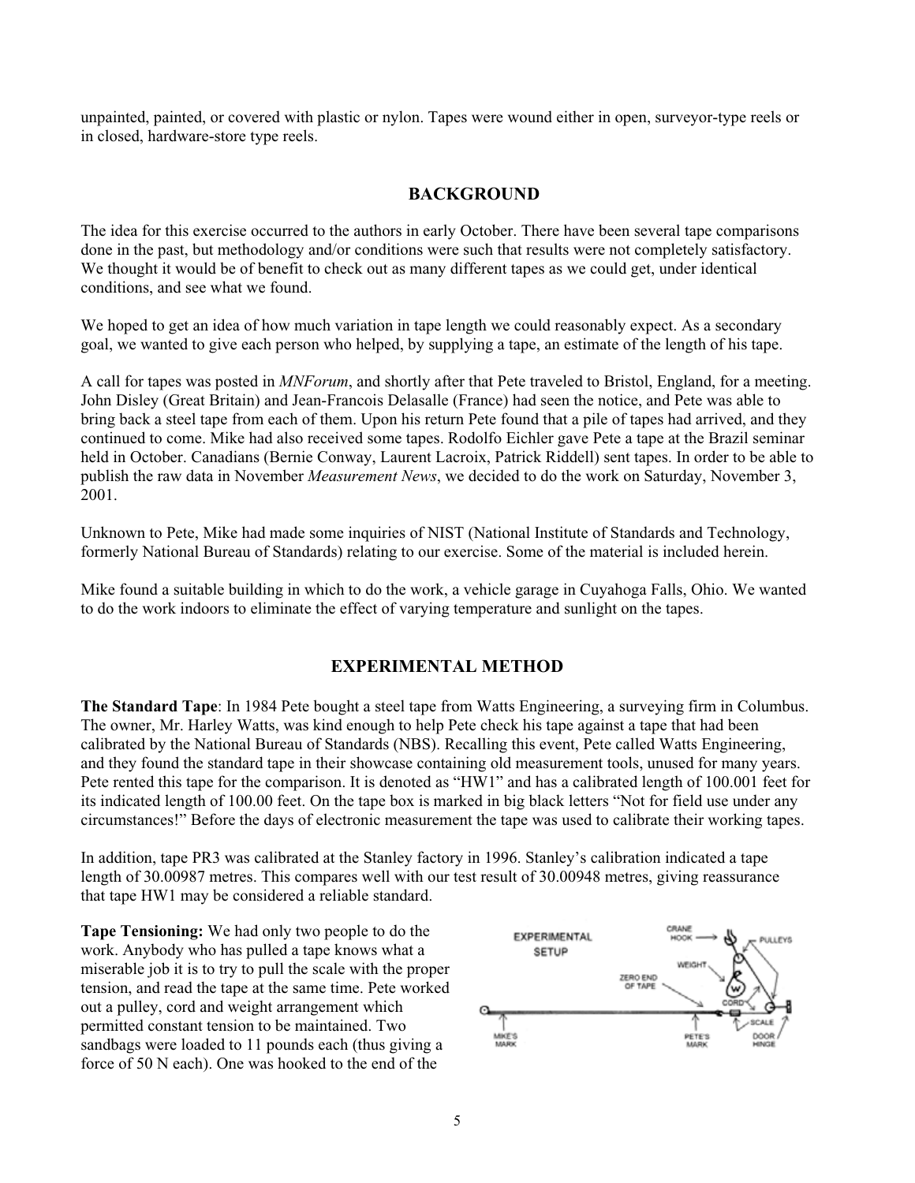unpainted, painted, or covered with plastic or nylon. Tapes were wound either in open, surveyor-type reels or in closed, hardware-store type reels.

## BACKGROUND

The idea for this exercise occurred to the authors in early October. There have been several tape comparisons done in the past, but methodology and/or conditions were such that results were not completely satisfactory. We thought it would be of benefit to check out as many different tapes as we could get, under identical conditions, and see what we found.

We hoped to get an idea of how much variation in tape length we could reasonably expect. As a secondary goal, we wanted to give each person who helped, by supplying a tape, an estimate of the length of his tape.

A call for tapes was posted in *MNForum*, and shortly after that Pete traveled to Bristol, England, for a meeting. John Disley (Great Britain) and Jean-Francois Delasalle (France) had seen the notice, and Pete was able to bring back a steel tape from each of them. Upon his return Pete found that a pile of tapes had arrived, and they continued to come. Mike had also received some tapes. Rodolfo Eichler gave Pete a tape at the Brazil seminar held in October. Canadians (Bernie Conway, Laurent Lacroix, Patrick Riddell) sent tapes. In order to be able to publish the raw data in November *Measurement News*, we decided to do the work on Saturday, November 3, 2001.

Unknown to Pete, Mike had made some inquiries of NIST (National Institute of Standards and Technology, formerly National Bureau of Standards) relating to our exercise. Some of the material is included herein.

Mike found a suitable building in which to do the work, a vehicle garage in Cuyahoga Falls, Ohio. We wanted to do the work indoors to eliminate the effect of varying temperature and sunlight on the tapes.

## EXPERIMENTAL METHOD

**The Standard Tape**: In 1984 Pete bought a steel tape from Watts Engineering, a surveying firm in Columbus. The owner, Mr. Harley Watts, was kind enough to help Pete check his tape against a tape that had been calibrated by the National Bureau of Standards (NBS). Recalling this event, Pete called Watts Engineering, and they found the standard tape in their showcase containing old measurement tools, unused for many years. Pete rented this tape for the comparison. It is denoted as "HW1" and has a calibrated length of 100.001 feet for its indicated length of 100.00 feet. On the tape box is marked in big black letters "Not for field use under any circumstances!" Before the days of electronic measurement the tape was used to calibrate their working tapes.

In addition, tape PR3 was calibrated at the Stanley factory in 1996. Stanley's calibration indicated a tape length of 30.00987 metres. This compares well with our test result of 30.00948 metres, giving reassurance that tape HW1 may be considered a reliable standard.

**Tape Tensioning:** We had only two people to do the work. Anybody who has pulled a tape knows what a miserable job it is to try to pull the scale with the proper tension, and read the tape at the same time. Pete worked out a pulley, cord and weight arrangement which permitted constant tension to be maintained. Two sandbags were loaded to 11 pounds each (thus giving a force of 50 N each). One was hooked to the end of the

EXPERIMENTAL SETUP

CRANE HOOK — PULLEYS — WEIGHT — ZERO END OF TAPE — CORD — SCALE — MIKE'S MARK — PETE'S MARK — DOOR HINGE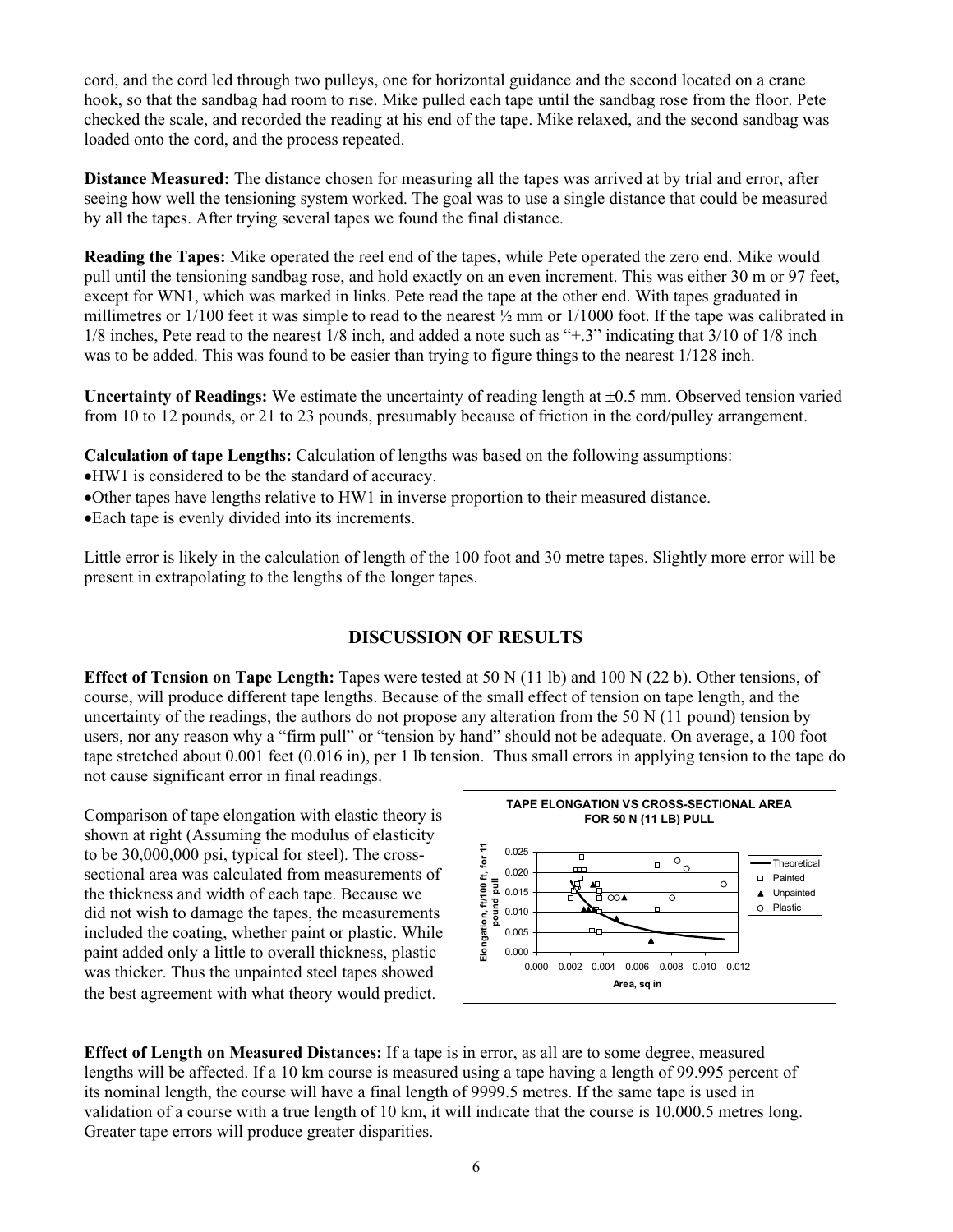cord, and the cord led through two pulleys, one for horizontal guidance and the second located on a crane hook, so that the sandbag had room to rise. Mike pulled each tape until the sandbag rose from the floor. Pete checked the scale, and recorded the reading at his end of the tape. Mike relaxed, and the second sandbag was loaded onto the cord, and the process repeated.

**Distance Measured:** The distance chosen for measuring all the tapes was arrived at by trial and error, after seeing how well the tensioning system worked. The goal was to use a single distance that could be measured by all the tapes. After trying several tapes we found the final distance.

**Reading the Tapes:** Mike operated the reel end of the tapes, while Pete operated the zero end. Mike would pull until the tensioning sandbag rose, and hold exactly on an even increment. This was either 30 m or 97 feet, except for WN1, which was marked in links. Pete read the tape at the other end. With tapes graduated in millimetres or 1/100 feet it was simple to read to the nearest ½ mm or 1/1000 foot. If the tape was calibrated in 1/8 inches, Pete read to the nearest 1/8 inch, and added a note such as "+.3" indicating that 3/10 of 1/8 inch was to be added. This was found to be easier than trying to figure things to the nearest 1/128 inch.

**Uncertainty of Readings:** We estimate the uncertainty of reading length at ±0.5 mm. Observed tension varied from 10 to 12 pounds, or 21 to 23 pounds, presumably because of friction in the cord/pulley arrangement.

**Calculation of tape Lengths:** Calculation of lengths was based on the following assumptions:

- HW1 is considered to be the standard of accuracy.
- Other tapes have lengths relative to HW1 in inverse proportion to their measured distance.
- Each tape is evenly divided into its increments.

Little error is likely in the calculation of length of the 100 foot and 30 metre tapes. Slightly more error will be present in extrapolating to the lengths of the longer tapes.

## DISCUSSION OF RESULTS

**Effect of Tension on Tape Length:** Tapes were tested at 50 N (11 lb) and 100 N (22 b). Other tensions, of course, will produce different tape lengths. Because of the small effect of tension on tape length, and the uncertainty of the readings, the authors do not propose any alteration from the 50 N (11 pound) tension by users, nor any reason why a "firm pull" or "tension by hand" should not be adequate. On average, a 100 foot tape stretched about 0.001 feet (0.016 in), per 1 lb tension. Thus small errors in applying tension to the tape do not cause significant error in final readings.

Comparison of tape elongation with elastic theory is shown at right (Assuming the modulus of elasticity to be 30,000,000 psi, typical for steel). The cross-sectional area was calculated from measurements of the thickness and width of each tape. Because we did not wish to damage the tapes, the measurements included the coating, whether paint or plastic. While paint added only a little to overall thickness, plastic was thicker. Thus the unpainted steel tapes showed the best agreement with what theory would predict.

**Effect of Length on Measured Distances:** If a tape is in error, as all are to some degree, measured lengths will be affected. If a 10 km course is measured using a tape having a length of 99.995 percent of its nominal length, the course will have a final length of 9999.5 metres. If the same tape is used in validation of a course with a true length of 10 km, it will indicate that the course is 10,000.5 metres long. Greater tape errors will produce greater disparities.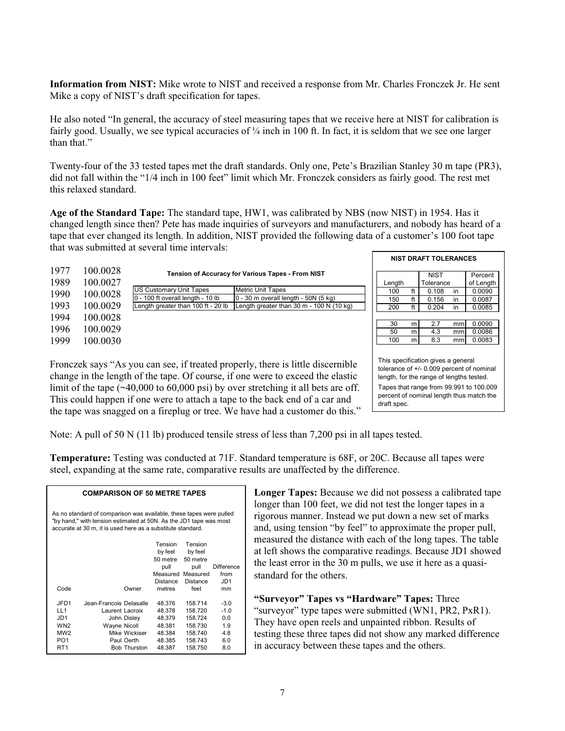**Information from NIST:** Mike wrote to NIST and received a response from Mr. Charles Fronczek Jr. He sent Mike a copy of NIST's draft specification for tapes.

He also noted "In general, the accuracy of steel measuring tapes that we receive here at NIST for calibration is fairly good. Usually, we see typical accuracies of ¼ inch in 100 ft. In fact, it is seldom that we see one larger than that."

Twenty-four of the 33 tested tapes met the draft standards. Only one, Pete's Brazilian Stanley 30 m tape (PR3), did not fall within the "1/4 inch in 100 feet" limit which Mr. Fronczek considers as fairly good. The rest met this relaxed standard.

**Age of the Standard Tape:** The standard tape, HW1, was calibrated by NBS (now NIST) in 1954. Has it changed length since then? Pete has made inquiries of surveyors and manufacturers, and nobody has heard of a tape that ever changed its length. In addition, NIST provided the following data of a customer's 100 foot tape that was submitted at several time intervals:

| | |
|---|---|
| 1977 | 100.0028 |
| 1989 | 100.0027 |
| 1990 | 100.0028 |
| 1993 | 100.0029 |
| 1994 | 100.0028 |
| 1996 | 100.0029 |
| 1999 | 100.0030 |

**Tension of Accuracy for Various Tapes - From NIST**

| US Customary Unit Tapes | Metric Unit Tapes |
|---|---|
| 0 - 100 ft overall length - 10 lb | 0 - 30 m overall length - 50N (5 kg) |
| Length greater than 100 ft - 20 lb | Length greater than 30 m - 100 N (10 kg) |

**NIST DRAFT TOLERANCES**

| Length | | NIST Tolerance | | Percent of Length |
|---|---|---|---|---|
| 100 | ft | 0.108 | in | 0.0090 |
| 150 | ft | 0.156 | in | 0.0087 |
| 200 | ft | 0.204 | in | 0.0085 |
| 30 | m | 2.7 | mm | 0.0090 |
| 50 | m | 4.3 | mm | 0.0086 |
| 100 | m | 8.3 | mm | 0.0083 |

This specification gives a general tolerance of +/- 0.009 percent of nominal length, for the range of lengths tested.

Tapes that range from 99.991 to 100.009 percent of nominal length thus match the draft spec.

Fronczek says "As you can see, if treated properly, there is little discernible change in the length of the tape. Of course, if one were to exceed the elastic limit of the tape (~40,000 to 60,000 psi) by over stretching it all bets are off. This could happen if one were to attach a tape to the back end of a car and the tape was snagged on a fireplug or tree. We have had a customer do this."

Note: A pull of 50 N (11 lb) produced tensile stress of less than 7,200 psi in all tapes tested.

**Temperature:** Testing was conducted at 71F. Standard temperature is 68F, or 20C. Because all tapes were steel, expanding at the same rate, comparative results are unaffected by the difference.

**COMPARISON OF 50 METRE TAPES**

As no standard of comparison was available, these tapes were pulled "by hand," with tension estimated at 50N. As the JD1 tape was most accurate at 30 m, it is used here as a substitute standard.

| Code | Owner | Tension by feel 50 metre pull Measured Distance metres | Tension by feel 50 metre pull Measured Distance feet | Difference from JD1 mm |
|---|---|---|---|---|
| JFD1 | Jean-Francois Delasalle | 48.376 | 158.714 | -3.0 |
| LL1 | Laurent Lacroix | 48.378 | 158.720 | -1.0 |
| JD1 | John Disley | 48.379 | 158.724 | 0.0 |
| WN2 | Wayne Nicoll | 48.381 | 158.730 | 1.9 |
| MW2 | Mike Wickiser | 48.384 | 158.740 | 4.8 |
| PO1 | Paul Oerth | 48.385 | 158.743 | 6.0 |
| RT1 | Bob Thurston | 48.387 | 158.750 | 8.0 |

**Longer Tapes:** Because we did not possess a calibrated tape longer than 100 feet, we did not test the longer tapes in a rigorous manner. Instead we put down a new set of marks and, using tension "by feel" to approximate the proper pull, measured the distance with each of the long tapes. The table at left shows the comparative readings. Because JD1 showed the least error in the 30 m pulls, we use it here as a quasi-standard for the others.

**"Surveyor" Tapes vs "Hardware" Tapes:** Three "surveyor" type tapes were submitted (WN1, PR2, PxR1). They have open reels and unpainted ribbon. Results of testing these three tapes did not show any marked difference in accuracy between these tapes and the others.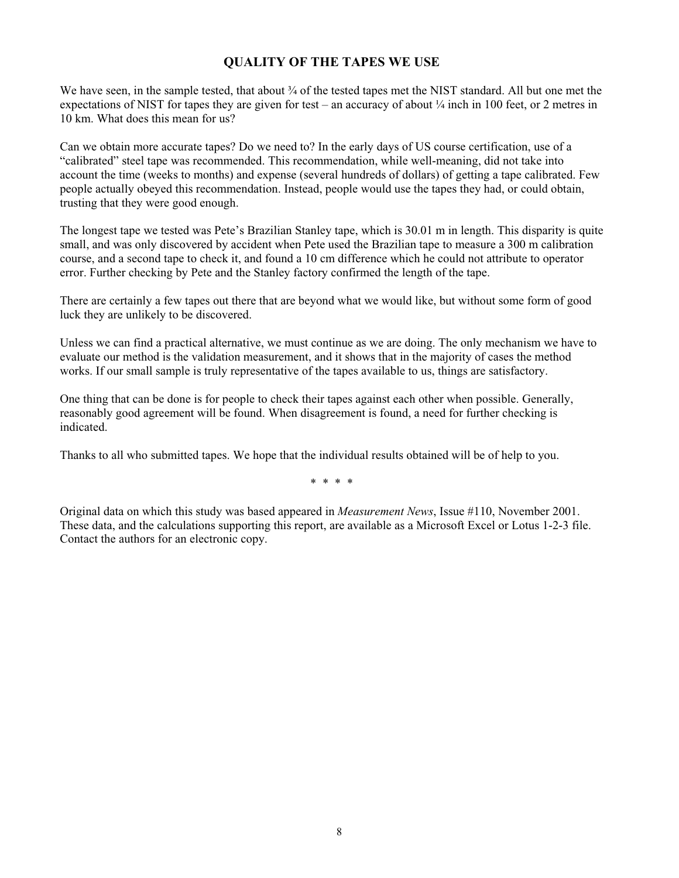## QUALITY OF THE TAPES WE USE

We have seen, in the sample tested, that about ¾ of the tested tapes met the NIST standard. All but one met the expectations of NIST for tapes they are given for test – an accuracy of about ¼ inch in 100 feet, or 2 metres in 10 km. What does this mean for us?

Can we obtain more accurate tapes? Do we need to? In the early days of US course certification, use of a "calibrated" steel tape was recommended. This recommendation, while well-meaning, did not take into account the time (weeks to months) and expense (several hundreds of dollars) of getting a tape calibrated. Few people actually obeyed this recommendation. Instead, people would use the tapes they had, or could obtain, trusting that they were good enough.

The longest tape we tested was Pete's Brazilian Stanley tape, which is 30.01 m in length. This disparity is quite small, and was only discovered by accident when Pete used the Brazilian tape to measure a 300 m calibration course, and a second tape to check it, and found a 10 cm difference which he could not attribute to operator error. Further checking by Pete and the Stanley factory confirmed the length of the tape.

There are certainly a few tapes out there that are beyond what we would like, but without some form of good luck they are unlikely to be discovered.

Unless we can find a practical alternative, we must continue as we are doing. The only mechanism we have to evaluate our method is the validation measurement, and it shows that in the majority of cases the method works. If our small sample is truly representative of the tapes available to us, things are satisfactory.

One thing that can be done is for people to check their tapes against each other when possible. Generally, reasonably good agreement will be found. When disagreement is found, a need for further checking is indicated.

Thanks to all who submitted tapes. We hope that the individual results obtained will be of help to you.

\* \* \* \*

Original data on which this study was based appeared in *Measurement News*, Issue #110, November 2001. These data, and the calculations supporting this report, are available as a Microsoft Excel or Lotus 1-2-3 file. Contact the authors for an electronic copy.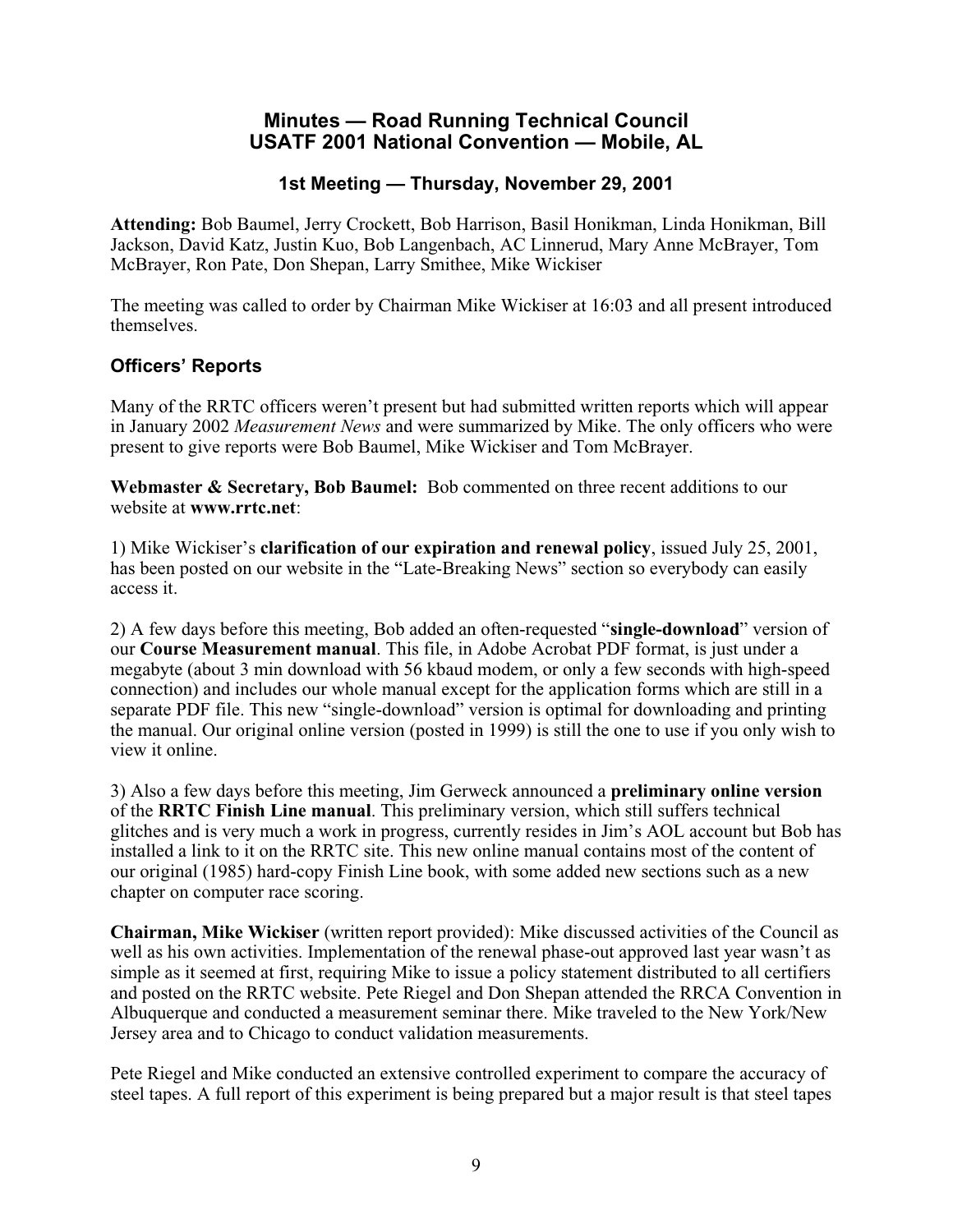## Minutes — Road Running Technical Council
## USATF 2001 National Convention — Mobile, AL

### 1st Meeting — Thursday, November 29, 2001

**Attending:** Bob Baumel, Jerry Crockett, Bob Harrison, Basil Honikman, Linda Honikman, Bill Jackson, David Katz, Justin Kuo, Bob Langenbach, AC Linnerud, Mary Anne McBrayer, Tom McBrayer, Ron Pate, Don Shepan, Larry Smithee, Mike Wickiser

The meeting was called to order by Chairman Mike Wickiser at 16:03 and all present introduced themselves.

### Officers' Reports

Many of the RRTC officers weren't present but had submitted written reports which will appear in January 2002 *Measurement News* and were summarized by Mike. The only officers who were present to give reports were Bob Baumel, Mike Wickiser and Tom McBrayer.

**Webmaster & Secretary, Bob Baumel:** Bob commented on three recent additions to our website at **www.rrtc.net**:

1) Mike Wickiser's **clarification of our expiration and renewal policy**, issued July 25, 2001, has been posted on our website in the "Late-Breaking News" section so everybody can easily access it.

2) A few days before this meeting, Bob added an often-requested "**single-download**" version of our **Course Measurement manual**. This file, in Adobe Acrobat PDF format, is just under a megabyte (about 3 min download with 56 kbaud modem, or only a few seconds with high-speed connection) and includes our whole manual except for the application forms which are still in a separate PDF file. This new "single-download" version is optimal for downloading and printing the manual. Our original online version (posted in 1999) is still the one to use if you only wish to view it online.

3) Also a few days before this meeting, Jim Gerweck announced a **preliminary online version** of the **RRTC Finish Line manual**. This preliminary version, which still suffers technical glitches and is very much a work in progress, currently resides in Jim's AOL account but Bob has installed a link to it on the RRTC site. This new online manual contains most of the content of our original (1985) hard-copy Finish Line book, with some added new sections such as a new chapter on computer race scoring.

**Chairman, Mike Wickiser** (written report provided): Mike discussed activities of the Council as well as his own activities. Implementation of the renewal phase-out approved last year wasn't as simple as it seemed at first, requiring Mike to issue a policy statement distributed to all certifiers and posted on the RRTC website. Pete Riegel and Don Shepan attended the RRCA Convention in Albuquerque and conducted a measurement seminar there. Mike traveled to the New York/New Jersey area and to Chicago to conduct validation measurements.

Pete Riegel and Mike conducted an extensive controlled experiment to compare the accuracy of steel tapes. A full report of this experiment is being prepared but a major result is that steel tapes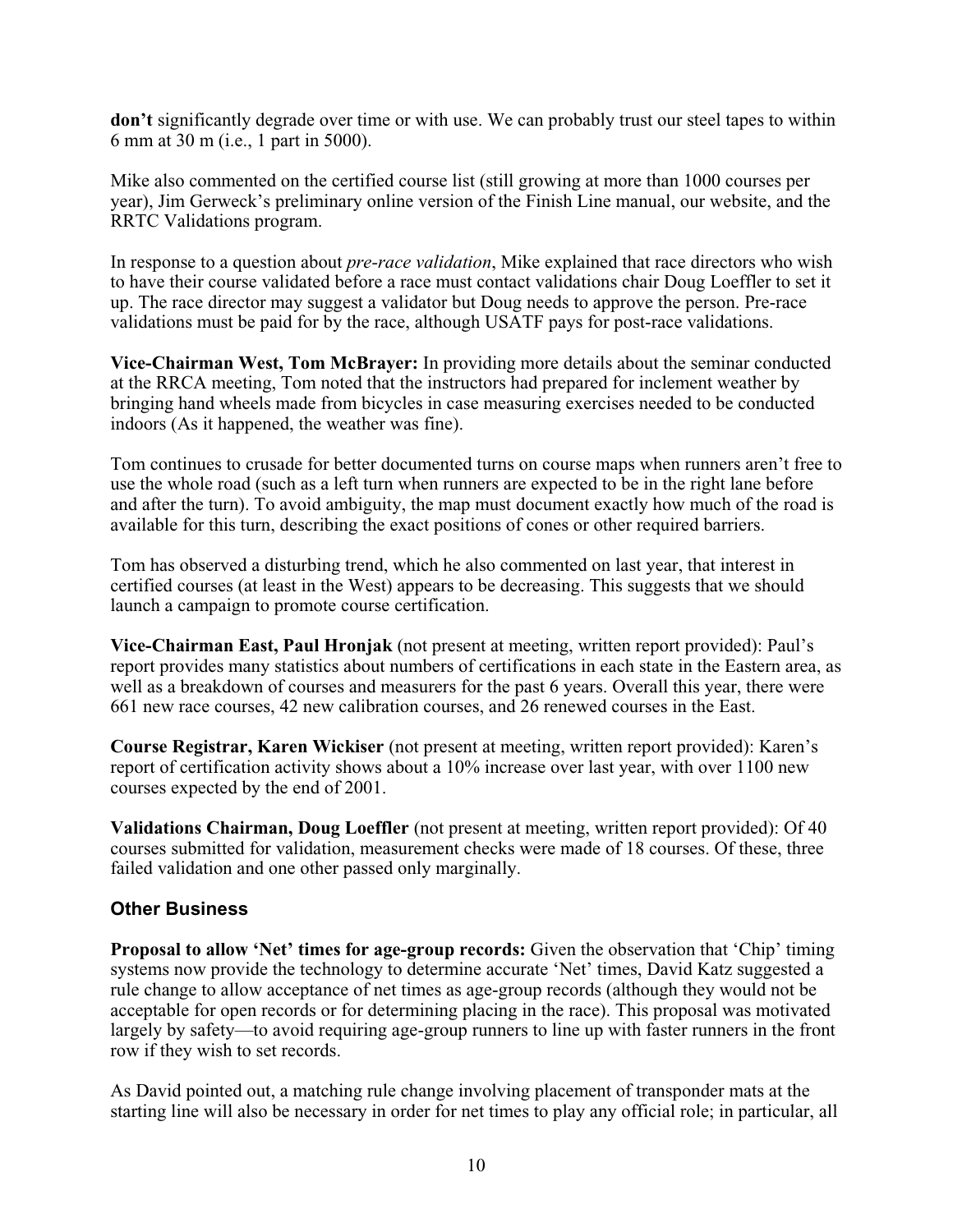**don't** significantly degrade over time or with use. We can probably trust our steel tapes to within 6 mm at 30 m (i.e., 1 part in 5000).

Mike also commented on the certified course list (still growing at more than 1000 courses per year), Jim Gerweck's preliminary online version of the Finish Line manual, our website, and the RRTC Validations program.

In response to a question about *pre-race validation*, Mike explained that race directors who wish to have their course validated before a race must contact validations chair Doug Loeffler to set it up. The race director may suggest a validator but Doug needs to approve the person. Pre-race validations must be paid for by the race, although USATF pays for post-race validations.

**Vice-Chairman West, Tom McBrayer:** In providing more details about the seminar conducted at the RRCA meeting, Tom noted that the instructors had prepared for inclement weather by bringing hand wheels made from bicycles in case measuring exercises needed to be conducted indoors (As it happened, the weather was fine).

Tom continues to crusade for better documented turns on course maps when runners aren't free to use the whole road (such as a left turn when runners are expected to be in the right lane before and after the turn). To avoid ambiguity, the map must document exactly how much of the road is available for this turn, describing the exact positions of cones or other required barriers.

Tom has observed a disturbing trend, which he also commented on last year, that interest in certified courses (at least in the West) appears to be decreasing. This suggests that we should launch a campaign to promote course certification.

**Vice-Chairman East, Paul Hronjak** (not present at meeting, written report provided): Paul's report provides many statistics about numbers of certifications in each state in the Eastern area, as well as a breakdown of courses and measurers for the past 6 years. Overall this year, there were 661 new race courses, 42 new calibration courses, and 26 renewed courses in the East.

**Course Registrar, Karen Wickiser** (not present at meeting, written report provided): Karen's report of certification activity shows about a 10% increase over last year, with over 1100 new courses expected by the end of 2001.

**Validations Chairman, Doug Loeffler** (not present at meeting, written report provided): Of 40 courses submitted for validation, measurement checks were made of 18 courses. Of these, three failed validation and one other passed only marginally.

## Other Business

**Proposal to allow 'Net' times for age-group records:** Given the observation that 'Chip' timing systems now provide the technology to determine accurate 'Net' times, David Katz suggested a rule change to allow acceptance of net times as age-group records (although they would not be acceptable for open records or for determining placing in the race). This proposal was motivated largely by safety—to avoid requiring age-group runners to line up with faster runners in the front row if they wish to set records.

As David pointed out, a matching rule change involving placement of transponder mats at the starting line will also be necessary in order for net times to play any official role; in particular, all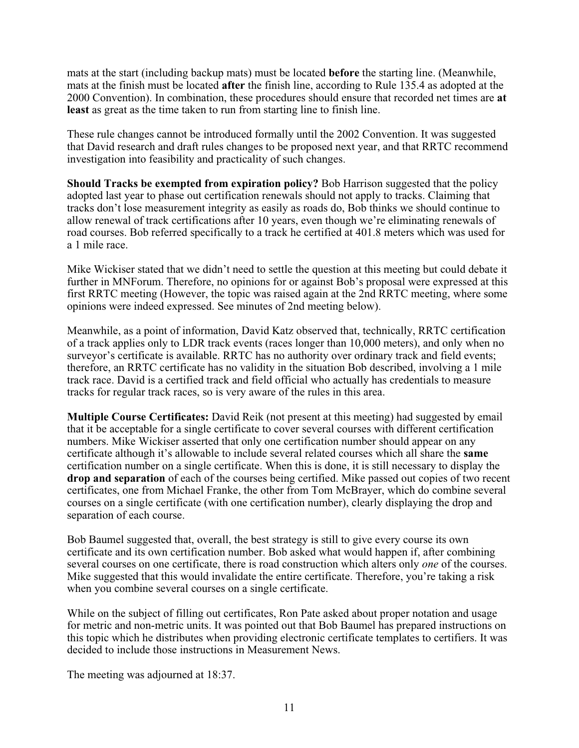mats at the start (including backup mats) must be located **before** the starting line. (Meanwhile, mats at the finish must be located **after** the finish line, according to Rule 135.4 as adopted at the 2000 Convention). In combination, these procedures should ensure that recorded net times are **at least** as great as the time taken to run from starting line to finish line.

These rule changes cannot be introduced formally until the 2002 Convention. It was suggested that David research and draft rules changes to be proposed next year, and that RRTC recommend investigation into feasibility and practicality of such changes.

**Should Tracks be exempted from expiration policy?** Bob Harrison suggested that the policy adopted last year to phase out certification renewals should not apply to tracks. Claiming that tracks don't lose measurement integrity as easily as roads do, Bob thinks we should continue to allow renewal of track certifications after 10 years, even though we're eliminating renewals of road courses. Bob referred specifically to a track he certified at 401.8 meters which was used for a 1 mile race.

Mike Wickiser stated that we didn't need to settle the question at this meeting but could debate it further in MNForum. Therefore, no opinions for or against Bob's proposal were expressed at this first RRTC meeting (However, the topic was raised again at the 2nd RRTC meeting, where some opinions were indeed expressed. See minutes of 2nd meeting below).

Meanwhile, as a point of information, David Katz observed that, technically, RRTC certification of a track applies only to LDR track events (races longer than 10,000 meters), and only when no surveyor's certificate is available. RRTC has no authority over ordinary track and field events; therefore, an RRTC certificate has no validity in the situation Bob described, involving a 1 mile track race. David is a certified track and field official who actually has credentials to measure tracks for regular track races, so is very aware of the rules in this area.

**Multiple Course Certificates:** David Reik (not present at this meeting) had suggested by email that it be acceptable for a single certificate to cover several courses with different certification numbers. Mike Wickiser asserted that only one certification number should appear on any certificate although it's allowable to include several related courses which all share the **same** certification number on a single certificate. When this is done, it is still necessary to display the **drop and separation** of each of the courses being certified. Mike passed out copies of two recent certificates, one from Michael Franke, the other from Tom McBrayer, which do combine several courses on a single certificate (with one certification number), clearly displaying the drop and separation of each course.

Bob Baumel suggested that, overall, the best strategy is still to give every course its own certificate and its own certification number. Bob asked what would happen if, after combining several courses on one certificate, there is road construction which alters only *one* of the courses. Mike suggested that this would invalidate the entire certificate. Therefore, you're taking a risk when you combine several courses on a single certificate.

While on the subject of filling out certificates, Ron Pate asked about proper notation and usage for metric and non-metric units. It was pointed out that Bob Baumel has prepared instructions on this topic which he distributes when providing electronic certificate templates to certifiers. It was decided to include those instructions in Measurement News.

The meeting was adjourned at 18:37.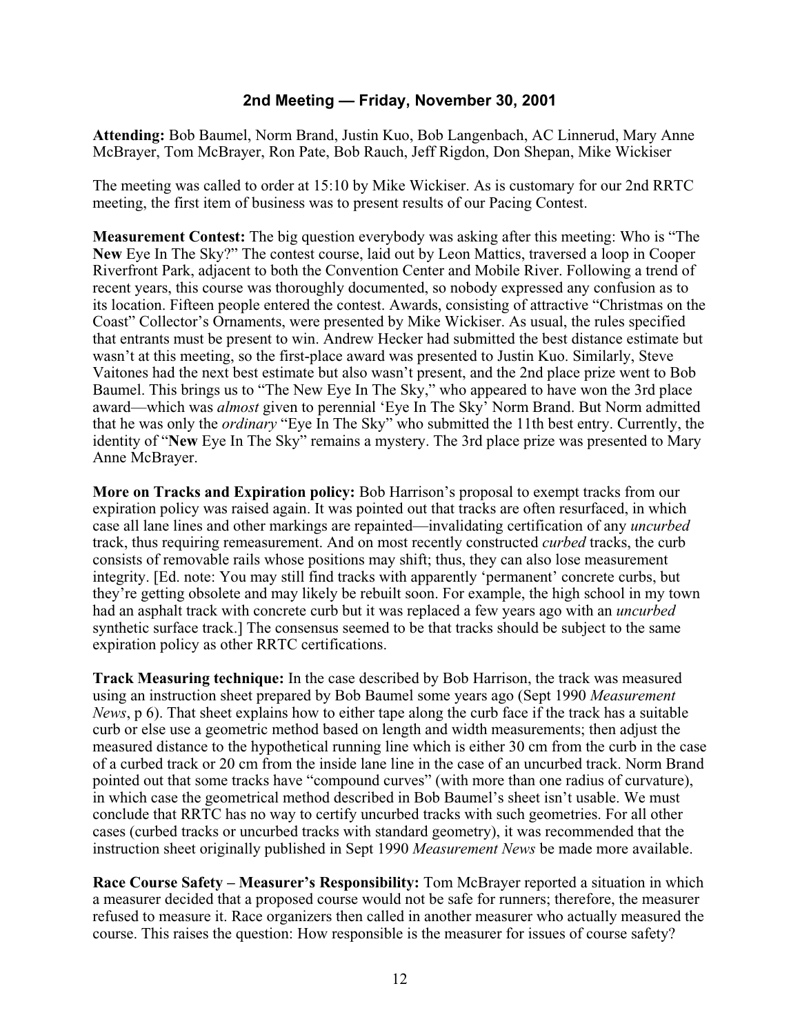## 2nd Meeting — Friday, November 30, 2001

**Attending:** Bob Baumel, Norm Brand, Justin Kuo, Bob Langenbach, AC Linnerud, Mary Anne McBrayer, Tom McBrayer, Ron Pate, Bob Rauch, Jeff Rigdon, Don Shepan, Mike Wickiser

The meeting was called to order at 15:10 by Mike Wickiser. As is customary for our 2nd RRTC meeting, the first item of business was to present results of our Pacing Contest.

**Measurement Contest:** The big question everybody was asking after this meeting: Who is "The **New** Eye In The Sky?" The contest course, laid out by Leon Mattics, traversed a loop in Cooper Riverfront Park, adjacent to both the Convention Center and Mobile River. Following a trend of recent years, this course was thoroughly documented, so nobody expressed any confusion as to its location. Fifteen people entered the contest. Awards, consisting of attractive "Christmas on the Coast" Collector's Ornaments, were presented by Mike Wickiser. As usual, the rules specified that entrants must be present to win. Andrew Hecker had submitted the best distance estimate but wasn't at this meeting, so the first-place award was presented to Justin Kuo. Similarly, Steve Vaitones had the next best estimate but also wasn't present, and the 2nd place prize went to Bob Baumel. This brings us to "The New Eye In The Sky," who appeared to have won the 3rd place award—which was *almost* given to perennial 'Eye In The Sky' Norm Brand. But Norm admitted that he was only the *ordinary* "Eye In The Sky" who submitted the 11th best entry. Currently, the identity of "**New** Eye In The Sky" remains a mystery. The 3rd place prize was presented to Mary Anne McBrayer.

**More on Tracks and Expiration policy:** Bob Harrison's proposal to exempt tracks from our expiration policy was raised again. It was pointed out that tracks are often resurfaced, in which case all lane lines and other markings are repainted—invalidating certification of any *uncurbed* track, thus requiring remeasurement. And on most recently constructed *curbed* tracks, the curb consists of removable rails whose positions may shift; thus, they can also lose measurement integrity. [Ed. note: You may still find tracks with apparently 'permanent' concrete curbs, but they're getting obsolete and may likely be rebuilt soon. For example, the high school in my town had an asphalt track with concrete curb but it was replaced a few years ago with an *uncurbed* synthetic surface track.] The consensus seemed to be that tracks should be subject to the same expiration policy as other RRTC certifications.

**Track Measuring technique:** In the case described by Bob Harrison, the track was measured using an instruction sheet prepared by Bob Baumel some years ago (Sept 1990 *Measurement News*, p 6). That sheet explains how to either tape along the curb face if the track has a suitable curb or else use a geometric method based on length and width measurements; then adjust the measured distance to the hypothetical running line which is either 30 cm from the curb in the case of a curbed track or 20 cm from the inside lane line in the case of an uncurbed track. Norm Brand pointed out that some tracks have "compound curves" (with more than one radius of curvature), in which case the geometrical method described in Bob Baumel's sheet isn't usable. We must conclude that RRTC has no way to certify uncurbed tracks with such geometries. For all other cases (curbed tracks or uncurbed tracks with standard geometry), it was recommended that the instruction sheet originally published in Sept 1990 *Measurement News* be made more available.

**Race Course Safety – Measurer's Responsibility:** Tom McBrayer reported a situation in which a measurer decided that a proposed course would not be safe for runners; therefore, the measurer refused to measure it. Race organizers then called in another measurer who actually measured the course. This raises the question: How responsible is the measurer for issues of course safety?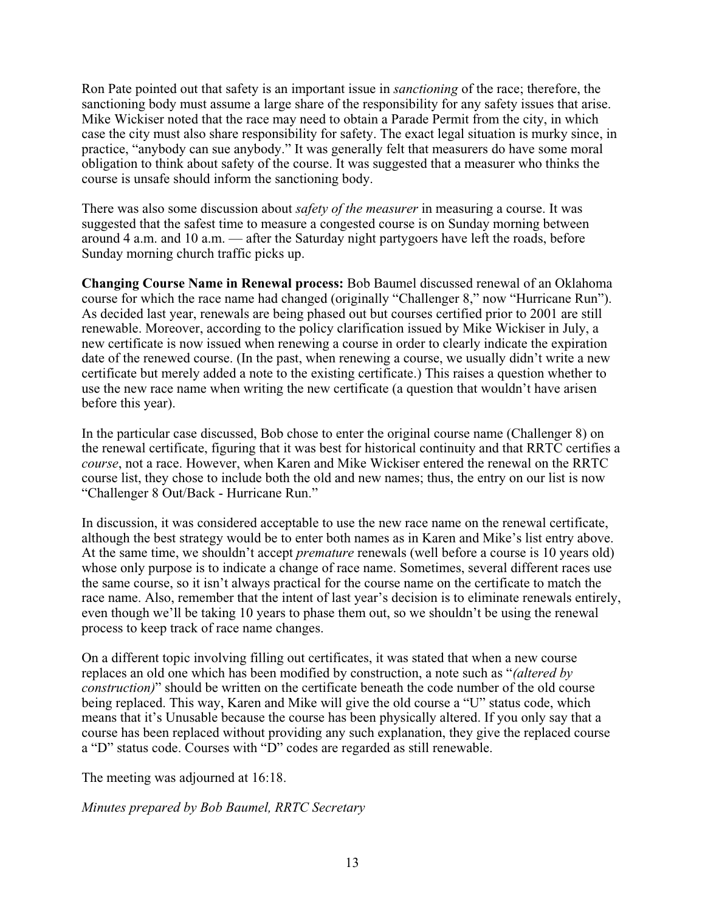Ron Pate pointed out that safety is an important issue in *sanctioning* of the race; therefore, the sanctioning body must assume a large share of the responsibility for any safety issues that arise. Mike Wickiser noted that the race may need to obtain a Parade Permit from the city, in which case the city must also share responsibility for safety. The exact legal situation is murky since, in practice, "anybody can sue anybody." It was generally felt that measurers do have some moral obligation to think about safety of the course. It was suggested that a measurer who thinks the course is unsafe should inform the sanctioning body.

There was also some discussion about *safety of the measurer* in measuring a course. It was suggested that the safest time to measure a congested course is on Sunday morning between around 4 a.m. and 10 a.m. — after the Saturday night partygoers have left the roads, before Sunday morning church traffic picks up.

**Changing Course Name in Renewal process:** Bob Baumel discussed renewal of an Oklahoma course for which the race name had changed (originally "Challenger 8," now "Hurricane Run"). As decided last year, renewals are being phased out but courses certified prior to 2001 are still renewable. Moreover, according to the policy clarification issued by Mike Wickiser in July, a new certificate is now issued when renewing a course in order to clearly indicate the expiration date of the renewed course. (In the past, when renewing a course, we usually didn't write a new certificate but merely added a note to the existing certificate.) This raises a question whether to use the new race name when writing the new certificate (a question that wouldn't have arisen before this year).

In the particular case discussed, Bob chose to enter the original course name (Challenger 8) on the renewal certificate, figuring that it was best for historical continuity and that RRTC certifies a *course*, not a race. However, when Karen and Mike Wickiser entered the renewal on the RRTC course list, they chose to include both the old and new names; thus, the entry on our list is now "Challenger 8 Out/Back - Hurricane Run."

In discussion, it was considered acceptable to use the new race name on the renewal certificate, although the best strategy would be to enter both names as in Karen and Mike's list entry above. At the same time, we shouldn't accept *premature* renewals (well before a course is 10 years old) whose only purpose is to indicate a change of race name. Sometimes, several different races use the same course, so it isn't always practical for the course name on the certificate to match the race name. Also, remember that the intent of last year's decision is to eliminate renewals entirely, even though we'll be taking 10 years to phase them out, so we shouldn't be using the renewal process to keep track of race name changes.

On a different topic involving filling out certificates, it was stated that when a new course replaces an old one which has been modified by construction, a note such as "*(altered by construction)*" should be written on the certificate beneath the code number of the old course being replaced. This way, Karen and Mike will give the old course a "U" status code, which means that it's Unusable because the course has been physically altered. If you only say that a course has been replaced without providing any such explanation, they give the replaced course a "D" status code. Courses with "D" codes are regarded as still renewable.

The meeting was adjourned at 16:18.

*Minutes prepared by Bob Baumel, RRTC Secretary*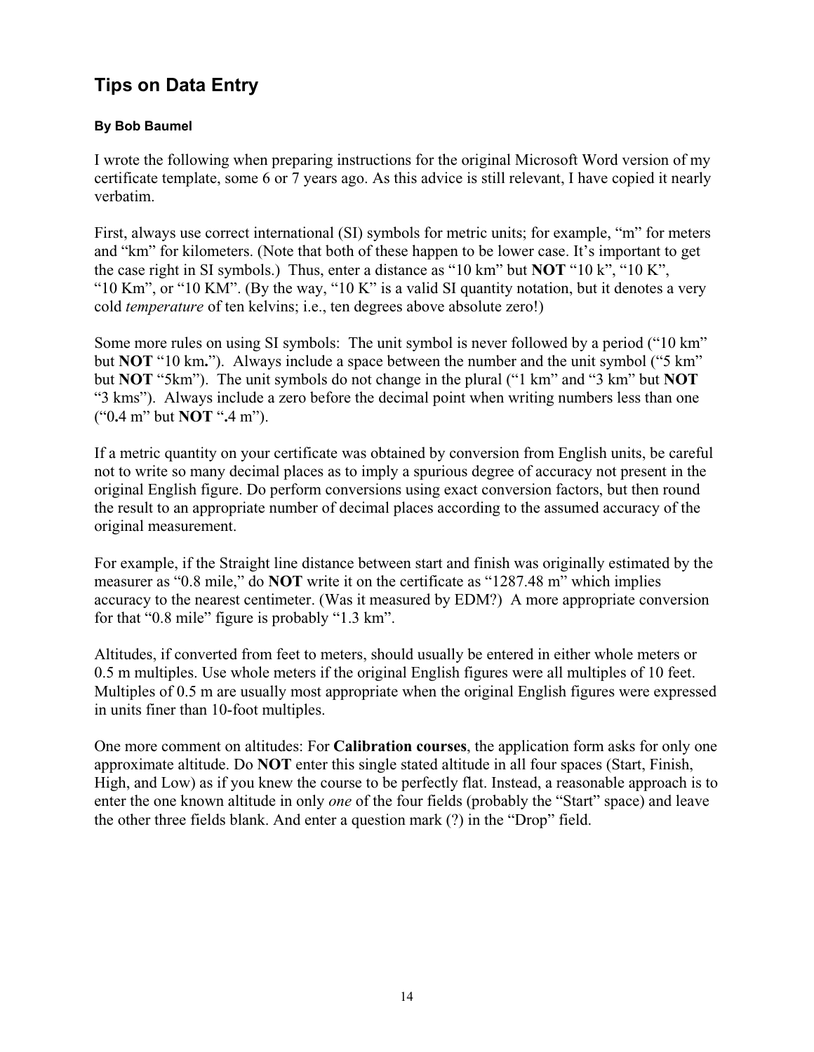## Tips on Data Entry

**By Bob Baumel**

I wrote the following when preparing instructions for the original Microsoft Word version of my certificate template, some 6 or 7 years ago. As this advice is still relevant, I have copied it nearly verbatim.

First, always use correct international (SI) symbols for metric units; for example, "m" for meters and "km" for kilometers. (Note that both of these happen to be lower case. It's important to get the case right in SI symbols.) Thus, enter a distance as "10 km" but **NOT** "10 k", "10 K", "10 Km", or "10 KM". (By the way, "10 K" is a valid SI quantity notation, but it denotes a very cold *temperature* of ten kelvins; i.e., ten degrees above absolute zero!)

Some more rules on using SI symbols: The unit symbol is never followed by a period ("10 km" but **NOT** "10 km**.**"). Always include a space between the number and the unit symbol ("5 km" but **NOT** "5km"). The unit symbols do not change in the plural ("1 km" and "3 km" but **NOT** "3 kms"). Always include a zero before the decimal point when writing numbers less than one ("0**.**4 m" but **NOT** "**.**4 m").

If a metric quantity on your certificate was obtained by conversion from English units, be careful not to write so many decimal places as to imply a spurious degree of accuracy not present in the original English figure. Do perform conversions using exact conversion factors, but then round the result to an appropriate number of decimal places according to the assumed accuracy of the original measurement.

For example, if the Straight line distance between start and finish was originally estimated by the measurer as "0.8 mile," do **NOT** write it on the certificate as "1287.48 m" which implies accuracy to the nearest centimeter. (Was it measured by EDM?) A more appropriate conversion for that "0.8 mile" figure is probably "1.3 km".

Altitudes, if converted from feet to meters, should usually be entered in either whole meters or 0.5 m multiples. Use whole meters if the original English figures were all multiples of 10 feet. Multiples of 0.5 m are usually most appropriate when the original English figures were expressed in units finer than 10-foot multiples.

One more comment on altitudes: For **Calibration courses**, the application form asks for only one approximate altitude. Do **NOT** enter this single stated altitude in all four spaces (Start, Finish, High, and Low) as if you knew the course to be perfectly flat. Instead, a reasonable approach is to enter the one known altitude in only *one* of the four fields (probably the "Start" space) and leave the other three fields blank. And enter a question mark (?) in the "Drop" field.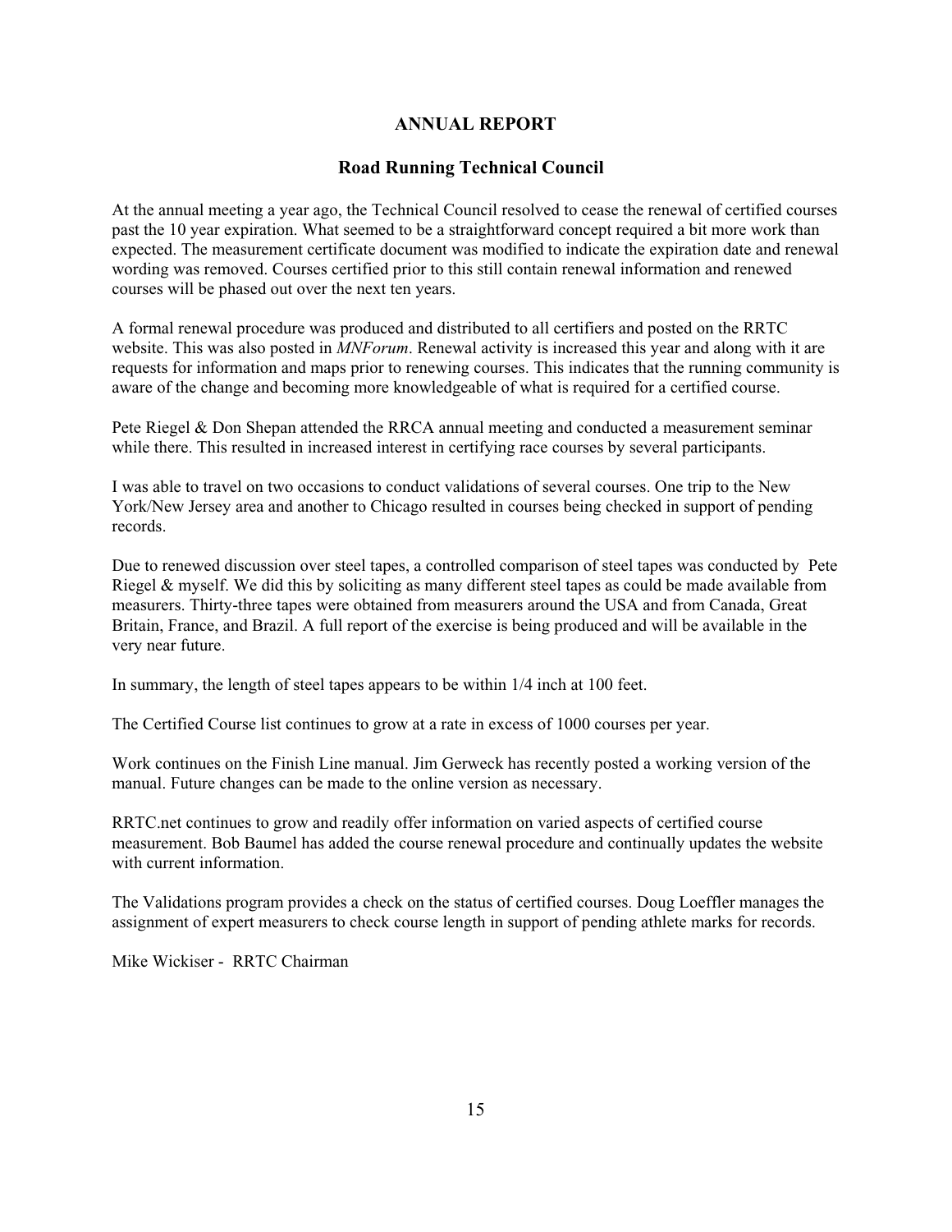# ANNUAL REPORT

## Road Running Technical Council

At the annual meeting a year ago, the Technical Council resolved to cease the renewal of certified courses past the 10 year expiration. What seemed to be a straightforward concept required a bit more work than expected. The measurement certificate document was modified to indicate the expiration date and renewal wording was removed. Courses certified prior to this still contain renewal information and renewed courses will be phased out over the next ten years.

A formal renewal procedure was produced and distributed to all certifiers and posted on the RRTC website. This was also posted in *MNForum*. Renewal activity is increased this year and along with it are requests for information and maps prior to renewing courses. This indicates that the running community is aware of the change and becoming more knowledgeable of what is required for a certified course.

Pete Riegel & Don Shepan attended the RRCA annual meeting and conducted a measurement seminar while there. This resulted in increased interest in certifying race courses by several participants.

I was able to travel on two occasions to conduct validations of several courses. One trip to the New York/New Jersey area and another to Chicago resulted in courses being checked in support of pending records.

Due to renewed discussion over steel tapes, a controlled comparison of steel tapes was conducted by Pete Riegel & myself. We did this by soliciting as many different steel tapes as could be made available from measurers. Thirty-three tapes were obtained from measurers around the USA and from Canada, Great Britain, France, and Brazil. A full report of the exercise is being produced and will be available in the very near future.

In summary, the length of steel tapes appears to be within 1/4 inch at 100 feet.

The Certified Course list continues to grow at a rate in excess of 1000 courses per year.

Work continues on the Finish Line manual. Jim Gerweck has recently posted a working version of the manual. Future changes can be made to the online version as necessary.

RRTC.net continues to grow and readily offer information on varied aspects of certified course measurement. Bob Baumel has added the course renewal procedure and continually updates the website with current information.

The Validations program provides a check on the status of certified courses. Doug Loeffler manages the assignment of expert measurers to check course length in support of pending athlete marks for records.

Mike Wickiser - RRTC Chairman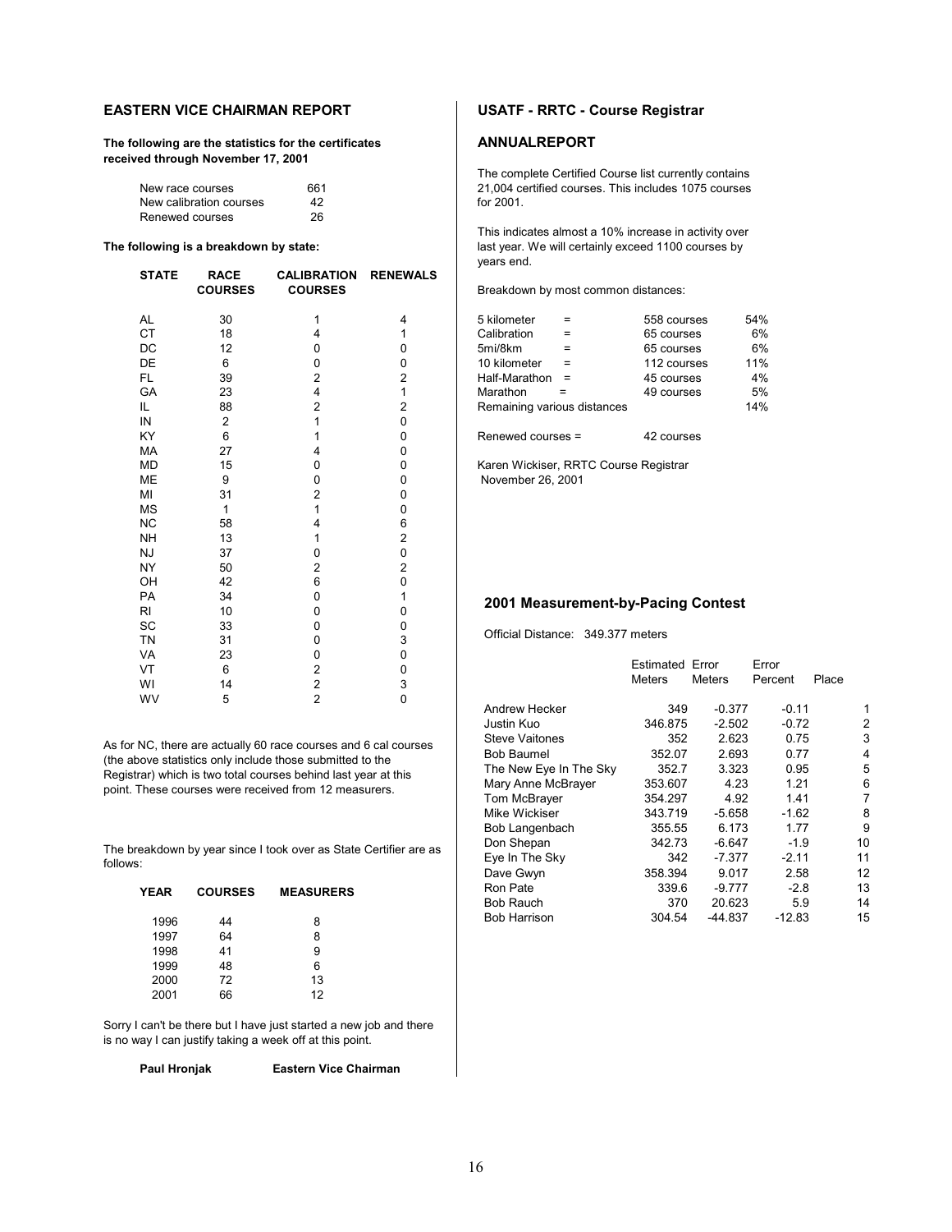## EASTERN VICE CHAIRMAN REPORT

**The following are the statistics for the certificates received through November 17, 2001**

| | |
|---|---|
| New race courses | 661 |
| New calibration courses | 42 |
| Renewed courses | 26 |

**The following is a breakdown by state:**

| STATE | RACE COURSES | CALIBRATION COURSES | RENEWALS |
|---|---|---|---|
| AL | 30 | 1 | 4 |
| CT | 18 | 4 | 1 |
| DC | 12 | 0 | 0 |
| DE | 6 | 0 | 0 |
| FL | 39 | 2 | 2 |
| GA | 23 | 4 | 1 |
| IL | 88 | 2 | 2 |
| IN | 2 | 1 | 0 |
| KY | 6 | 1 | 0 |
| MA | 27 | 4 | 0 |
| MD | 15 | 0 | 0 |
| ME | 9 | 0 | 0 |
| MI | 31 | 2 | 0 |
| MS | 1 | 1 | 0 |
| NC | 58 | 4 | 6 |
| NH | 13 | 1 | 2 |
| NJ | 37 | 0 | 0 |
| NY | 50 | 2 | 2 |
| OH | 42 | 6 | 0 |
| PA | 34 | 0 | 1 |
| RI | 10 | 0 | 0 |
| SC | 33 | 0 | 0 |
| TN | 31 | 0 | 3 |
| VA | 23 | 0 | 0 |
| VT | 6 | 2 | 0 |
| WI | 14 | 2 | 3 |
| WV | 5 | 2 | 0 |

As for NC, there are actually 60 race courses and 6 cal courses (the above statistics only include those submitted to the Registrar) which is two total courses behind last year at this point. These courses were received from 12 measurers.

The breakdown by year since I took over as State Certifier are as follows:

| YEAR | COURSES | MEASURERS |
|---|---|---|
| 1996 | 44 | 8 |
| 1997 | 64 | 8 |
| 1998 | 41 | 9 |
| 1999 | 48 | 6 |
| 2000 | 72 | 13 |
| 2001 | 66 | 12 |

Sorry I can't be there but I have just started a new job and there is no way I can justify taking a week off at this point.

**Paul Hronjak** **Eastern Vice Chairman**

## USATF - RRTC - Course Registrar

## ANNUALREPORT

The complete Certified Course list currently contains 21,004 certified courses. This includes 1075 courses for 2001.

This indicates almost a 10% increase in activity over last year. We will certainly exceed 1100 courses by years end.

Breakdown by most common distances:

| | | | |
|---|---|---|---|
| 5 kilometer | = | 558 courses | 54% |
| Calibration | = | 65 courses | 6% |
| 5mi/8km | = | 65 courses | 6% |
| 10 kilometer | = | 112 courses | 11% |
| Half-Marathon | = | 45 courses | 4% |
| Marathon | = | 49 courses | 5% |
| Remaining various distances | | | 14% |

Renewed courses = 42 courses

Karen Wickiser, RRTC Course Registrar
November 26, 2001

## 2001 Measurement-by-Pacing Contest

Official Distance: 349.377 meters

| | Estimated Meters | Error Meters | Error Percent | Place |
|---|---|---|---|---|
| Andrew Hecker | 349 | -0.377 | -0.11 | 1 |
| Justin Kuo | 346.875 | -2.502 | -0.72 | 2 |
| Steve Vaitones | 352 | 2.623 | 0.75 | 3 |
| Bob Baumel | 352.07 | 2.693 | 0.77 | 4 |
| The New Eye In The Sky | 352.7 | 3.323 | 0.95 | 5 |
| Mary Anne McBrayer | 353.607 | 4.23 | 1.21 | 6 |
| Tom McBrayer | 354.297 | 4.92 | 1.41 | 7 |
| Mike Wickiser | 343.719 | -5.658 | -1.62 | 8 |
| Bob Langenbach | 355.55 | 6.173 | 1.77 | 9 |
| Don Shepan | 342.73 | -6.647 | -1.9 | 10 |
| Eye In The Sky | 342 | -7.377 | -2.11 | 11 |
| Dave Gwyn | 358.394 | 9.017 | 2.58 | 12 |
| Ron Pate | 339.6 | -9.777 | -2.8 | 13 |
| Bob Rauch | 370 | 20.623 | 5.9 | 14 |
| Bob Harrison | 304.54 | -44.837 | -12.83 | 15 |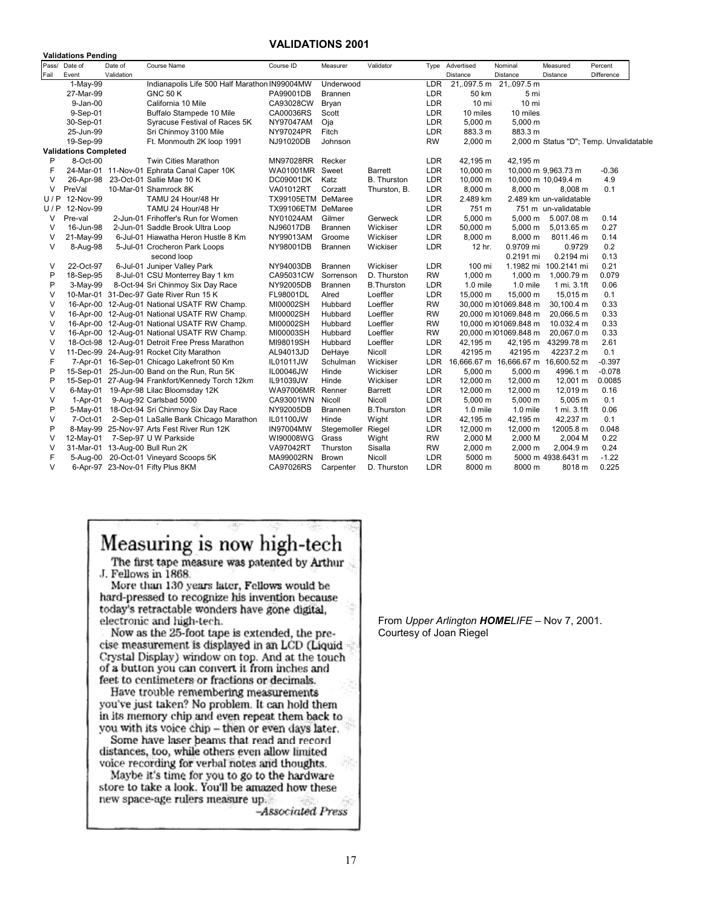# VALIDATIONS 2001

**Validations Pending**

| Pass/ Fail | Date of Event | Date of Validation | Course Name | Course ID | Measurer | Validator | Type | Advertised Distance | Nominal Distance | Measured Distance | Percent Difference |
|---|---|---|---|---|---|---|---|---|---|---|---|
| | 1-May-99 | | Indianapolis Life 500 Half Marathon | IN99004MW | Underwood | | LDR | 21,.097.5 m | 21,.097.5 m | | |
| | 27-Mar-99 | | GNC 50 K | PA99001DB | Brannen | | LDR | 50 km | 5 mi | | |
| | 9-Jan-00 | | California 10 Mile | CA93028CW | Bryan | | LDR | 10 mi | 10 mi | | |
| | 9-Sep-01 | | Buffalo Stampede 10 Mile | CA00036RS | Scott | | LDR | 10 miles | 10 miles | | |
| | 30-Sep-01 | | Syracuse Festival of Races 5K | NY97047AM | Oja | | LDR | 5,000 m | 5,000 m | | |
| | 25-Jun-99 | | Sri Chinmoy 3100 Mile | NY97024PR | Fitch | | LDR | 883.3 m | 883.3 m | | |
| | 19-Sep-99 | | Ft. Monmouth 2K loop 1991 | NJ91020DB | Johnson | | RW | 2,000 m | 2,000 m | Status "D"; Temp. Unvalidatable | |

**Validations Completed**

| Pass/ Fail | Date of Event | Date of Validation | Course Name | Course ID | Measurer | Validator | Type | Advertised Distance | Nominal Distance | Measured Distance | Percent Difference |
|---|---|---|---|---|---|---|---|---|---|---|---|
| P | 8-Oct-00 | | Twin Cities Marathon | MN97028RR | Recker | | LDR | 42,195 m | 42,195 m | | |
| F | 24-Mar-01 | 11-Nov-01 | Ephrata Canal Caper 10K | WA01001MR | Sweet | Barrett | LDR | 10,000 m | 10,000 m | 9,963.73 m | -0.36 |
| V | 26-Apr-98 | 23-Oct-01 | Sallie Mae 10 K | DC09001DK | Katz | B. Thurston | LDR | 10,000 m | 10,000 m | 10,049.4 m | 4.9 |
| V | PreVal | 10-Mar-01 | Shamrock 8K | VA01012RT | Corzatt | Thurston, B. | LDR | 8,000 m | 8,000 m | 8,008 m | 0.1 |
| U / P | 12-Nov-99 | | TAMU 24 Hour/48 Hr | TX99105ETM | DeMaree | | LDR | 2.489 km | 2.489 km | un-validatable | |
| U / P | 12-Nov-99 | | TAMU 24 Hour/48 Hr | TX99106ETM | DeMaree | | LDR | 751 m | 751 m | un-validatable | |
| V | Pre-val | 2-Jun-01 | Frihoffer's Run for Women | NY01024AM | Gilmer | Gerweck | LDR | 5,000 m | 5,000 m | 5.007.08 m | 0.14 |
| V | 16-Jun-98 | 2-Jun-01 | Saddle Brook Ultra Loop | NJ96017DB | Brannen | Wickiser | LDR | 50,000 m | 5,000 m | 5,013.65 m | 0.27 |
| V | 21-May-99 | 6-Jul-01 | Hiawatha Heron Hustle 8 Km | NY99013AM | Groome | Wickiser | LDR | 8,000 m | 8,000 m | 8011.46 m | 0.14 |
| V | 8-Aug-98 | 5-Jul-01 | Crocheron Park Loops | NY98001DB | Brannen | Wickiser | LDR | 12 hr. | 0.9709 mi | 0.9729 | 0.2 |
| | | | second loop | | | | | | 0.2191 mi | 0.2194 mi | 0.13 |
| V | 22-Oct-97 | 6-Jul-01 | Juniper Valley Park | NY94003DB | Brannen | Wickiser | LDR | 100 mi | 1.1982 mi | 100.2141 mi | 0.21 |
| P | 18-Sep-95 | 8-Jul-01 | CSU Monterrey Bay 1 km | CA95031CW | Sorrenson | D. Thurston | RW | 1,000 m | 1,000 m | 1,000.79 m | 0.079 |
| P | 3-May-99 | 8-Oct-94 | Sri Chinmoy Six Day Race | NY92005DB | Brannen | B.Thurston | LDR | 1.0 mile | 1.0 mile | 1 mi. 3.1ft | 0.06 |
| V | 10-Mar-01 | 31-Dec-97 | Gate River Run 15 K | FL98001DL | Alred | Loeffler | LDR | 15,000 m | 15,000 m | 15,015 m | 0.1 |
| V | 16-Apr-00 | 12-Aug-01 | National USATF RW Champ. | MI00002SH | Hubbard | Loeffler | RW | 30,000 m | )01069.848 m | 30,100.4 m | 0.33 |
| V | 16-Apr-00 | 12-Aug-01 | National USATF RW Champ. | MI00002SH | Hubbard | Loeffler | RW | 20,000 m | )01069.848 m | 20,066.5 m | 0.33 |
| V | 16-Apr-00 | 12-Aug-01 | National USATF RW Champ. | MI00002SH | Hubbard | Loeffler | RW | 10,000 m | )01069.848 m | 10.032.4 m | 0.33 |
| V | 16-Apr-00 | 12-Aug-01 | National USATF RW Champ. | MI00003SH | Hubbard | Loeffler | RW | 20,000 m | )01069.848 m | 20,067.0 m | 0.33 |
| V | 18-Oct-98 | 12-Aug-01 | Detroit Free Press Marathon | MI98019SH | Hubbard | Loeffler | LDR | 42,195 m | 42,195 m | 43299.78 m | 2.61 |
| V | 11-Dec-99 | 24-Aug-91 | Rocket City Marathon | AL94013JD | DeHaye | Nicoll | LDR | 42195 m | 42195 m | 42237.2 m | 0.1 |
| F | 7-Apr-01 | 16-Sep-01 | Chicago Lakefront 50 Km | IL01011JW | Schulman | Wickiser | LDR | 16,666.67 m | 16,666.67 m | 16,600.52 m | -0.397 |
| P | 15-Sep-01 | 25-Jun-00 | Band on the Run, Run 5K | IL00046JW | Hinde | Wickiser | LDR | 5,000 m | 5,000 m | 4996.1 m | -0.078 |
| P | 15-Sep-01 | 27-Aug-94 | Frankfort/Kennedy Torch 12km | IL91039JW | Hinde | Wickiser | LDR | 12,000 m | 12,000 m | 12,001 m | 0.0085 |
| V | 6-May-01 | 19-Apr-98 | Lilac Bloomsday 12K | WA97006MR | Renner | Barrett | LDR | 12,000 m | 12,000 m | 12,019 m | 0.16 |
| V | 1-Apr-01 | 9-Aug-92 | Carlsbad 5000 | CA93001WN | Nicoll | Nicoll | LDR | 5,000 m | 5,000 m | 5,005 m | 0.1 |
| P | 5-May-01 | 18-Oct-94 | Sri Chinmoy Six Day Race | NY92005DB | Brannen | B.Thurston | LDR | 1.0 mile | 1.0 mile | 1 mi. 3.1ft | 0.06 |
| V | 7-Oct-01 | 2-Sep-01 | LaSalle Bank Chicago Marathon | IL01100JW | Hinde | Wight | LDR | 42,195 m | 42,195 m | 42,237 m | 0.1 |
| P | 8-May-99 | 25-Nov-97 | Arts Fest River Run 12K | IN97004MW | Stegemoller | Riegel | LDR | 12,000 m | 12,000 m | 12005.8 m | 0.048 |
| V | 12-May-01 | 7-Sep-97 | U W Parkside | WI90008WG | Grass | Wight | RW | 2,000 M | 2,000 M | 2,004 M | 0.22 |
| V | 31-Mar-01 | 13-Aug-00 | Bull Run 2K | VA97042RT | Thurston | Sisalla | RW | 2,000 m | 2,000 m | 2,004.9 m | 0.24 |
| F | 5-Aug-00 | 20-Oct-01 | Vineyard Scoops 5K | MA99002RN | Brown | Nicoll | LDR | 5000 m | 5000 m | 4938.6431 m | -1.22 |
| V | 6-Apr-97 | 23-Nov-01 | Fifty Plus 8KM | CA97026RS | Carpenter | D. Thurston | LDR | 8000 m | 8000 m | 8018 m | 0.225 |

## Measuring is now high-tech

The first tape measure was patented by Arthur J. Fellows in 1868.

More than 130 years later, Fellows would be hard-pressed to recognize his invention because today's retractable wonders have gone digital, electronic and high-tech.

Now as the 25-foot tape is extended, the precise measurement is displayed in an LCD (Liquid Crystal Display) window on top. And at the touch of a button you can convert it from inches and feet to centimeters or fractions or decimals.

Have trouble remembering measurements you've just taken? No problem. It can hold them in its memory chip and even repeat them back to you with its voice chip – then or even days later.

Some have laser beams that read and record distances, too, while others even allow limited voice recording for verbal notes and thoughts.

Maybe it's time for you to go to the hardware store to take a look. You'll be amazed how these new space-age rulers measure up.

–*Associated Press*

From *Upper Arlington **HOME**LIFE* – Nov 7, 2001.
Courtesy of Joan Riegel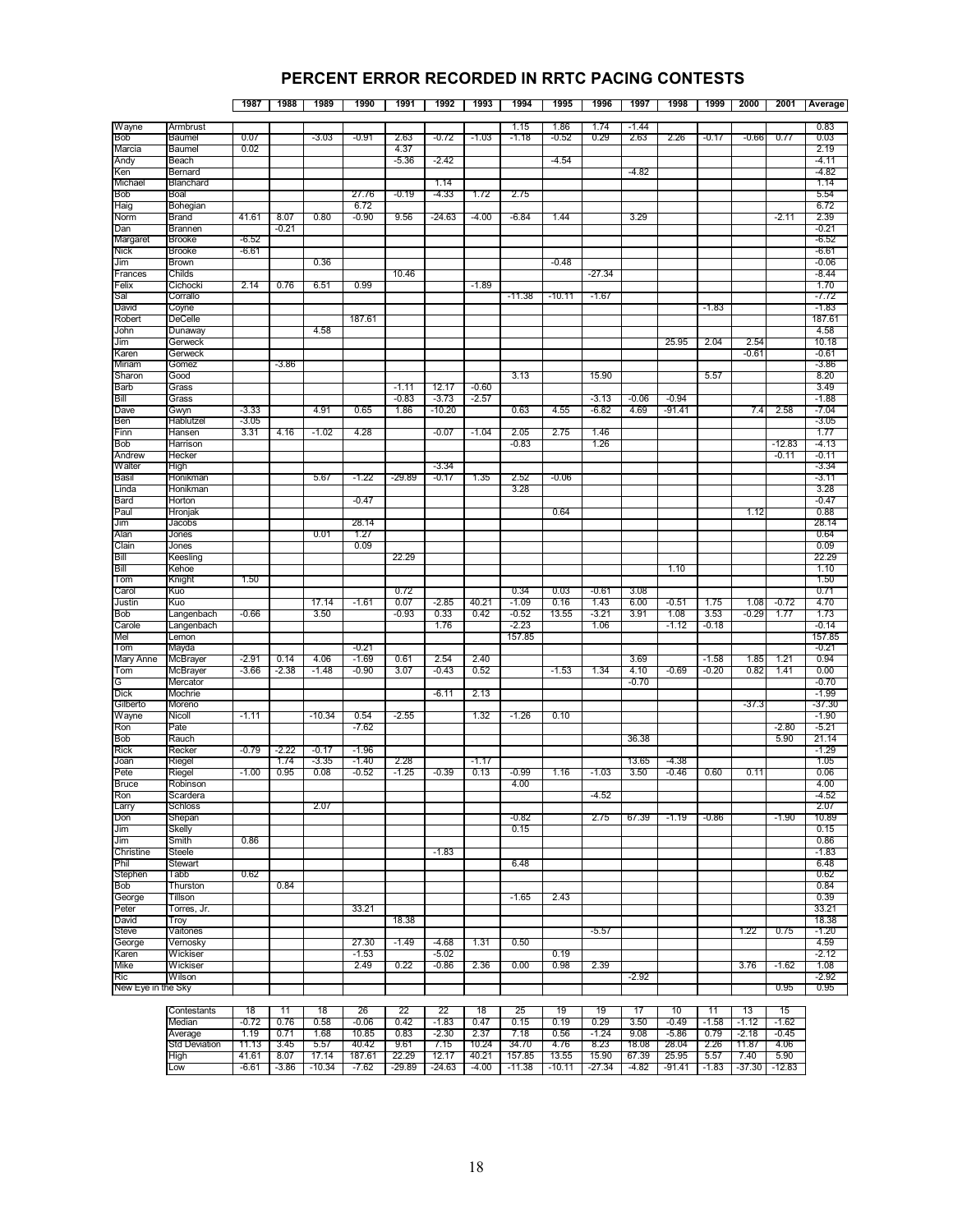# PERCENT ERROR RECORDED IN RRTC PACING CONTESTS

| | | 1987 | 1988 | 1989 | 1990 | 1991 | 1992 | 1993 | 1994 | 1995 | 1996 | 1997 | 1998 | 1999 | 2000 | 2001 | Average |
|---|---|---|---|---|---|---|---|---|---|---|---|---|---|---|---|---|---|
| Wayne | Armbrust | | | | | | | | 1.15 | 1.86 | 1.74 | -1.44 | | | | | 0.83 |
| Bob | Baumel | 0.07 | | -3.03 | -0.91 | 2.63 | -0.72 | -1.03 | -1.18 | -0.52 | 0.29 | 2.63 | 2.26 | -0.17 | -0.66 | 0.77 | 0.03 |
| Marcia | Baumel | 0.02 | | | | 4.37 | | | | | | | | | | | 2.19 |
| Andy | Beach | | | | | -5.36 | -2.42 | | | -4.54 | | | | | | | -4.11 |
| Ken | Bernard | | | | | | | | | | | -4.82 | | | | | -4.82 |
| Michael | Blanchard | | | | | | 1.14 | | | | | | | | | | 1.14 |
| Bob | Boal | | | | 27.76 | -0.19 | -4.33 | 1.72 | 2.75 | | | | | | | | 5.54 |
| Haig | Bohegian | | | | 6.72 | | | | | | | | | | | | 6.72 |
| Norm | Brand | 41.61 | 8.07 | 0.80 | -0.90 | 9.56 | -24.63 | -4.00 | -6.84 | 1.44 | | 3.29 | | | | -2.11 | 2.39 |
| Dan | Brannen | | -0.21 | | | | | | | | | | | | | | -0.21 |
| Margaret | Brooke | -6.52 | | | | | | | | | | | | | | | -6.52 |
| Nick | Brooke | -6.61 | | | | | | | | | | | | | | | -6.61 |
| Jim | Brown | | | 0.36 | | | | | | -0.48 | | | | | | | -0.06 |
| Frances | Childs | | | | | 10.46 | | | | | -27.34 | | | | | | -8.44 |
| Felix | Cichocki | 2.14 | 0.76 | 6.51 | 0.99 | | | -1.89 | | | | | | | | | 1.70 |
| Sal | Corrallo | | | | | | | | -11.38 | -10.11 | -1.67 | | | | | | -7.72 |
| David | Coyne | | | | | | | | | | | | | -1.83 | | | -1.83 |
| Robert | DeCelle | | | | 187.61 | | | | | | | | | | | | 187.61 |
| John | Dunaway | | | 4.58 | | | | | | | | | | | | | 4.58 |
| Jim | Gerweck | | | | | | | | | | | | 25.95 | 2.04 | 2.54 | | 10.18 |
| Karen | Gerweck | | | | | | | | | | | | | | -0.61 | | -0.61 |
| Miriam | Gomez | | -3.86 | | | | | | | | | | | | | | -3.86 |
| Sharon | Good | | | | | | | | 3.13 | | 15.90 | | | 5.57 | | | 8.20 |
| Barb | Grass | | | | | -1.11 | 12.17 | -0.60 | | | | | | | | | 3.49 |
| Bill | Grass | | | | | -0.83 | -3.73 | -2.57 | | | -3.13 | -0.06 | -0.94 | | | | -1.88 |
| Dave | Gwyn | -3.33 | | 4.91 | 0.65 | 1.86 | -10.20 | | 0.63 | 4.55 | -6.82 | 4.69 | -91.41 | | 7.4 | 2.58 | -7.04 |
| Ben | Hablutzel | -3.05 | | | | | | | | | | | | | | | -3.05 |
| Finn | Hansen | 3.31 | 4.16 | -1.02 | 4.28 | | -0.07 | -1.04 | 2.05 | 2.75 | 1.46 | | | | | | 1.77 |
| Bob | Harrison | | | | | | | | -0.83 | | 1.26 | | | | | -12.83 | -4.13 |
| Andrew | Hecker | | | | | | | | | | | | | | | -0.11 | -0.11 |
| Walter | High | | | | | | -3.34 | | | | | | | | | | -3.34 |
| Basil | Honikman | | | 5.67 | -1.22 | -29.89 | -0.17 | 1.35 | 2.52 | -0.06 | | | | | | | -3.11 |
| Linda | Honikman | | | | | | | | 3.28 | | | | | | | | 3.28 |
| Bard | Horton | | | | -0.47 | | | | | | | | | | | | -0.47 |
| Paul | Hronjak | | | | | | | | | 0.64 | | | | | 1.12 | | 0.88 |
| Jim | Jacobs | | | | 28.14 | | | | | | | | | | | | 28.14 |
| Alan | Jones | | | 0.01 | 1.27 | | | | | | | | | | | | 0.64 |
| Clain | Jones | | | | 0.09 | | | | | | | | | | | | 0.09 |
| Bill | Keesling | | | | | 22.29 | | | | | | | | | | | 22.29 |
| Bill | Kehoe | | | | | | | | | | | | 1.10 | | | | 1.10 |
| Tom | Knight | 1.50 | | | | | | | | | | | | | | | 1.50 |
| Carol | Kuo | | | | | 0.72 | | | 0.34 | 0.03 | -0.61 | 3.08 | | | | | 0.71 |
| Justin | Kuo | | | 17.14 | -1.61 | 0.07 | -2.85 | 40.21 | -1.09 | 0.16 | 1.43 | 6.00 | -0.51 | 1.75 | 1.08 | -0.72 | 4.70 |
| Bob | Langenbach | -0.66 | | 3.50 | | -0.93 | 0.33 | 0.42 | -0.52 | 13.55 | -3.21 | 3.91 | 1.08 | 3.53 | -0.29 | 1.77 | 1.73 |
| Carole | Langenbach | | | | | | 1.76 | | -2.23 | | 1.06 | | -1.12 | -0.18 | | | -0.14 |
| Mel | Lemon | | | | | | | | 157.85 | | | | | | | | 157.85 |
| Tom | Mayda | | | | -0.21 | | | | | | | | | | | | -0.21 |
| Mary Anne | McBrayer | -2.91 | 0.14 | 4.06 | -1.69 | 0.61 | 2.54 | 2.40 | | | | 3.69 | | -1.58 | 1.85 | 1.21 | 0.94 |
| Tom | McBrayer | -3.66 | -2.38 | -1.48 | -0.90 | 3.07 | -0.43 | 0.52 | | -1.53 | 1.34 | 4.10 | -0.69 | -0.20 | 0.82 | 1.41 | 0.00 |
| G | Mercator | | | | | | | | | | | -0.70 | | | | | -0.70 |
| Dick | Mochrie | | | | | | -6.11 | 2.13 | | | | | | | | | -1.99 |
| Gilberto | Moreno | | | | | | | | | | | | | | -37.3 | | -37.30 |
| Wayne | Nicoll | -1.11 | | -10.34 | 0.54 | -2.55 | | 1.32 | -1.26 | 0.10 | | | | | | | -1.90 |
| Ron | Pate | | | | -7.62 | | | | | | | | | | | -2.80 | -5.21 |
| Bob | Rauch | | | | | | | | | | | 36.38 | | | | 5.90 | 21.14 |
| Rick | Recker | -0.79 | -2.22 | -0.17 | -1.96 | | | | | | | | | | | | -1.29 |
| Joan | Riegel | | 1.74 | -3.35 | -1.40 | 2.28 | | -1.17 | | | | 13.65 | -4.38 | | | | 1.05 |
| Pete | Riegel | -1.00 | 0.95 | 0.08 | -0.52 | -1.25 | -0.39 | 0.13 | -0.99 | 1.16 | -1.03 | 3.50 | -0.46 | 0.60 | 0.11 | | 0.06 |
| Bruce | Robinson | | | | | | | | 4.00 | | | | | | | | 4.00 |
| Ron | Scardera | | | | | | | | | | -4.52 | | | | | | -4.52 |
| Larry | Schloss | | | 2.07 | | | | | | | | | | | | | 2.07 |
| Don | Shepan | | | | | | | | -0.82 | | 2.75 | 67.39 | -1.19 | -0.86 | | -1.90 | 10.89 |
| Jim | Skelly | | | | | | | | 0.15 | | | | | | | | 0.15 |
| Jim | Smith | 0.86 | | | | | | | | | | | | | | | 0.86 |
| Christine | Steele | | | | | | -1.83 | | | | | | | | | | -1.83 |
| Phil | Stewart | | | | | | | | 6.48 | | | | | | | | 6.48 |
| Stephen | Tabb | 0.62 | | | | | | | | | | | | | | | 0.62 |
| Bob | Thurston | | 0.84 | | | | | | | | | | | | | | 0.84 |
| George | Tillson | | | | | | | | -1.65 | 2.43 | | | | | | | 0.39 |
| Peter | Torres, Jr. | | | | 33.21 | | | | | | | | | | | | 33.21 |
| David | Troy | | | | | 18.38 | | | | | | | | | | | 18.38 |
| Steve | Vaitones | | | | | | | | | | -5.57 | | | | 1.22 | 0.75 | -1.20 |
| George | Vernosky | | | | 27.30 | -1.49 | -4.68 | 1.31 | 0.50 | | | | | | | | 4.59 |
| Karen | Wickiser | | | | -1.53 | | -5.02 | | | 0.19 | | | | | | | -2.12 |
| Mike | Wickiser | | | | 2.49 | 0.22 | -0.86 | 2.36 | 0.00 | 0.98 | 2.39 | | | | 3.76 | -1.62 | 1.08 |
| Ric | Wilson | | | | | | | | | | | -2.92 | | | | | -2.92 |
| New Eye in the Sky | | | | | | | | | | | | | | | | 0.95 | 0.95 |

| | 1987 | 1988 | 1989 | 1990 | 1991 | 1992 | 1993 | 1994 | 1995 | 1996 | 1997 | 1998 | 1999 | 2000 | 2001 |
|---|---|---|---|---|---|---|---|---|---|---|---|---|---|---|---|
| Contestants | 18 | 11 | 18 | 26 | 22 | 22 | 18 | 25 | 19 | 19 | 17 | 10 | 11 | 13 | 15 |
| Median | -0.72 | 0.76 | 0.58 | -0.06 | 0.42 | -1.83 | 0.47 | 0.15 | 0.19 | 0.29 | 3.50 | -0.49 | -1.58 | -1.12 | -1.62 |
| Average | 1.19 | 0.71 | 1.68 | 10.85 | 0.83 | -2.30 | 2.37 | 7.18 | 0.56 | -1.24 | 9.08 | -5.86 | 0.79 | -2.18 | -0.45 |
| Std Deviation | 11.13 | 3.45 | 5.57 | 40.42 | 9.61 | 7.15 | 10.24 | 34.70 | 4.76 | 8.23 | 18.08 | 28.04 | 2.26 | 11.87 | 4.06 |
| High | 41.61 | 8.07 | 17.14 | 187.61 | 22.29 | 12.17 | 40.21 | 157.85 | 13.55 | 15.90 | 67.39 | 25.95 | 5.57 | 7.40 | 5.90 |
| Low | -6.61 | -3.86 | -10.34 | -7.62 | -29.89 | -24.63 | -4.00 | -11.38 | -10.11 | -27.34 | -4.82 | -91.41 | -1.83 | -37.30 | -12.83 |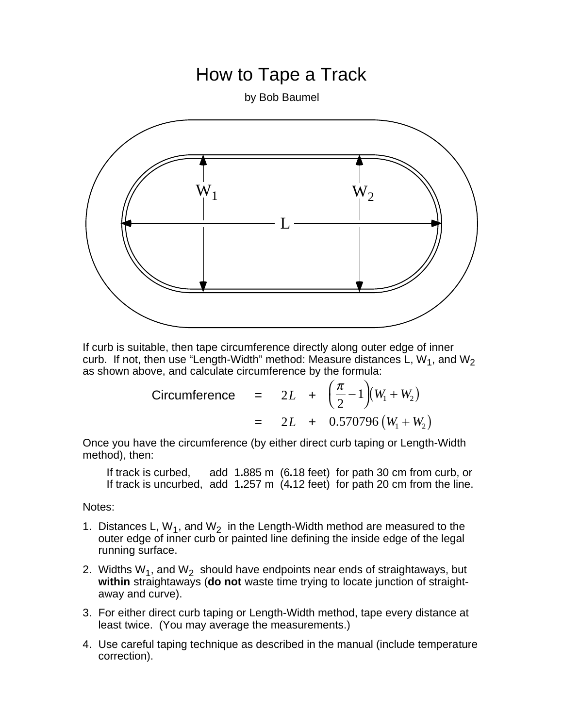# How to Tape a Track

by Bob Baumel

If curb is suitable, then tape circumference directly along outer edge of inner curb. If not, then use "Length-Width" method: Measure distances L, $W_1$, and $W_2$ as shown above, and calculate circumference by the formula:

$$\text{Circumference} = 2L + \left(\frac{\pi}{2} - 1\right)(W_1 + W_2)$$

$$= 2L + 0.570796\,(W_1 + W_2)$$

Once you have the circumference (by either direct curb taping or Length-Width method), then:

If track is curbed, add 1.885 m (6.18 feet) for path 30 cm from curb, or
If track is uncurbed, add 1.257 m (4.12 feet) for path 20 cm from the line.

Notes:

1. Distances L, $W_1$, and $W_2$ in the Length-Width method are measured to the outer edge of inner curb or painted line defining the inside edge of the legal running surface.
2. Widths $W_1$, and $W_2$ should have endpoints near ends of straightaways, but **within** straightaways (**do not** waste time trying to locate junction of straight-away and curve).
3. For either direct curb taping or Length-Width method, tape every distance at least twice. (You may average the measurements.)
4. Use careful taping technique as described in the manual (include temperature correction).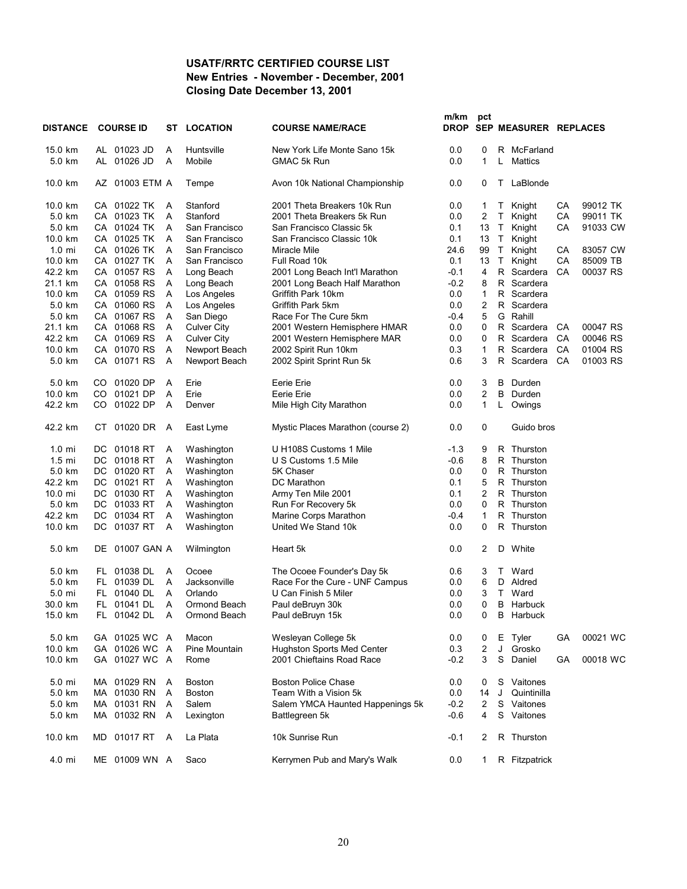**USATF/RRTC CERTIFIED COURSE LIST**
**New Entries - November - December, 2001**
**Closing Date December 13, 2001**

| DISTANCE | COURSE ID | ST | LOCATION | COURSE NAME/RACE | m/km DROP | pct SEP | MEASURER | REPLACES |
|---|---|---|---|---|---|---|---|---|
| 15.0 km | AL 01023 JD | A | Huntsville | New York Life Monte Sano 15k | 0.0 | 0 | R McFarland | |
| 5.0 km | AL 01026 JD | A | Mobile | GMAC 5k Run | 0.0 | 1 | L Mattics | |
| 10.0 km | AZ 01003 ETM | A | Tempe | Avon 10k National Championship | 0.0 | 0 | T LaBlonde | |
| 10.0 km | CA 01022 TK | A | Stanford | 2001 Theta Breakers 10k Run | 0.0 | 1 | T Knight | CA 99012 TK |
| 5.0 km | CA 01023 TK | A | Stanford | 2001 Theta Breakers 5k Run | 0.0 | 2 | T Knight | CA 99011 TK |
| 5.0 km | CA 01024 TK | A | San Francisco | San Francisco Classic 5k | 0.1 | 13 | T Knight | CA 91033 CW |
| 10.0 km | CA 01025 TK | A | San Francisco | San Francisco Classic 10k | 0.1 | 13 | T Knight | |
| 1.0 mi | CA 01026 TK | A | San Francisco | Miracle Mile | 24.6 | 99 | T Knight | CA 83057 CW |
| 10.0 km | CA 01027 TK | A | San Francisco | Full Road 10k | 0.1 | 13 | T Knight | CA 85009 TB |
| 42.2 km | CA 01057 RS | A | Long Beach | 2001 Long Beach Int'l Marathon | -0.1 | 4 | R Scardera | CA 00037 RS |
| 21.1 km | CA 01058 RS | A | Long Beach | 2001 Long Beach Half Marathon | -0.2 | 8 | R Scardera | |
| 10.0 km | CA 01059 RS | A | Los Angeles | Griffith Park 10km | 0.0 | 1 | R Scardera | |
| 5.0 km | CA 01060 RS | A | Los Angeles | Griffith Park 5km | 0.0 | 2 | R Scardera | |
| 5.0 km | CA 01067 RS | A | San Diego | Race For The Cure 5km | -0.4 | 5 | G Rahill | |
| 21.1 km | CA 01068 RS | A | Culver City | 2001 Western Hemisphere HMAR | 0.0 | 0 | R Scardera | CA 00047 RS |
| 42.2 km | CA 01069 RS | A | Culver City | 2001 Western Hemisphere MAR | 0.0 | 0 | R Scardera | CA 00046 RS |
| 10.0 km | CA 01070 RS | A | Newport Beach | 2002 Spirit Run 10km | 0.3 | 1 | R Scardera | CA 01004 RS |
| 5.0 km | CA 01071 RS | A | Newport Beach | 2002 Spirit Sprint Run 5k | 0.6 | 3 | R Scardera | CA 01003 RS |
| 5.0 km | CO 01020 DP | A | Erie | Eerie Erie | 0.0 | 3 | B Durden | |
| 10.0 km | CO 01021 DP | A | Erie | Eerie Erie | 0.0 | 2 | B Durden | |
| 42.2 km | CO 01022 DP | A | Denver | Mile High City Marathon | 0.0 | 1 | L Owings | |
| 42.2 km | CT 01020 DR | A | East Lyme | Mystic Places Marathon (course 2) | 0.0 | 0 | Guido bros | |
| 1.0 mi | DC 01018 RT | A | Washington | U H108S Customs 1 Mile | -1.3 | 9 | R Thurston | |
| 1.5 mi | DC 01018 RT | A | Washington | U S Customs 1.5 Mile | -0.6 | 8 | R Thurston | |
| 5.0 km | DC 01020 RT | A | Washington | 5K Chaser | 0.0 | 0 | R Thurston | |
| 42.2 km | DC 01021 RT | A | Washington | DC Marathon | 0.1 | 5 | R Thurston | |
| 10.0 mi | DC 01030 RT | A | Washington | Army Ten Mile 2001 | 0.1 | 2 | R Thurston | |
| 5.0 km | DC 01033 RT | A | Washington | Run For Recovery 5k | 0.0 | 0 | R Thurston | |
| 42.2 km | DC 01034 RT | A | Washington | Marine Corps Marathon | -0.4 | 1 | R Thurston | |
| 10.0 km | DC 01037 RT | A | Washington | United We Stand 10k | 0.0 | 0 | R Thurston | |
| 5.0 km | DE 01007 GAN | A | Wilmington | Heart 5k | 0.0 | 2 | D White | |
| 5.0 km | FL 01038 DL | A | Ocoee | The Ocoee Founder's Day 5k | 0.6 | 3 | T Ward | |
| 5.0 km | FL 01039 DL | A | Jacksonville | Race For the Cure - UNF Campus | 0.0 | 6 | D Aldred | |
| 5.0 mi | FL 01040 DL | A | Orlando | U Can Finish 5 Miler | 0.0 | 3 | T Ward | |
| 30.0 km | FL 01041 DL | A | Ormond Beach | Paul deBruyn 30k | 0.0 | 0 | B Harbuck | |
| 15.0 km | FL 01042 DL | A | Ormond Beach | Paul deBruyn 15k | 0.0 | 0 | B Harbuck | |
| 5.0 km | GA 01025 WC | A | Macon | Wesleyan College 5k | 0.0 | 0 | E Tyler | GA 00021 WC |
| 10.0 km | GA 01026 WC | A | Pine Mountain | Hughston Sports Med Center | 0.3 | 2 | J Grosko | |
| 10.0 km | GA 01027 WC | A | Rome | 2001 Chieftains Road Race | -0.2 | 3 | S Daniel | GA 00018 WC |
| 5.0 mi | MA 01029 RN | A | Boston | Boston Police Chase | 0.0 | 0 | S Vaitones | |
| 5.0 km | MA 01030 RN | A | Boston | Team With a Vision 5k | 0.0 | 14 | J Quintinilla | |
| 5.0 km | MA 01031 RN | A | Salem | Salem YMCA Haunted Happenings 5k | -0.2 | 2 | S Vaitones | |
| 5.0 km | MA 01032 RN | A | Lexington | Battlegreen 5k | -0.6 | 4 | S Vaitones | |
| 10.0 km | MD 01017 RT | A | La Plata | 10k Sunrise Run | -0.1 | 2 | R Thurston | |
| 4.0 mi | ME 01009 WN | A | Saco | Kerrymen Pub and Mary's Walk | 0.0 | 1 | R Fitzpatrick | |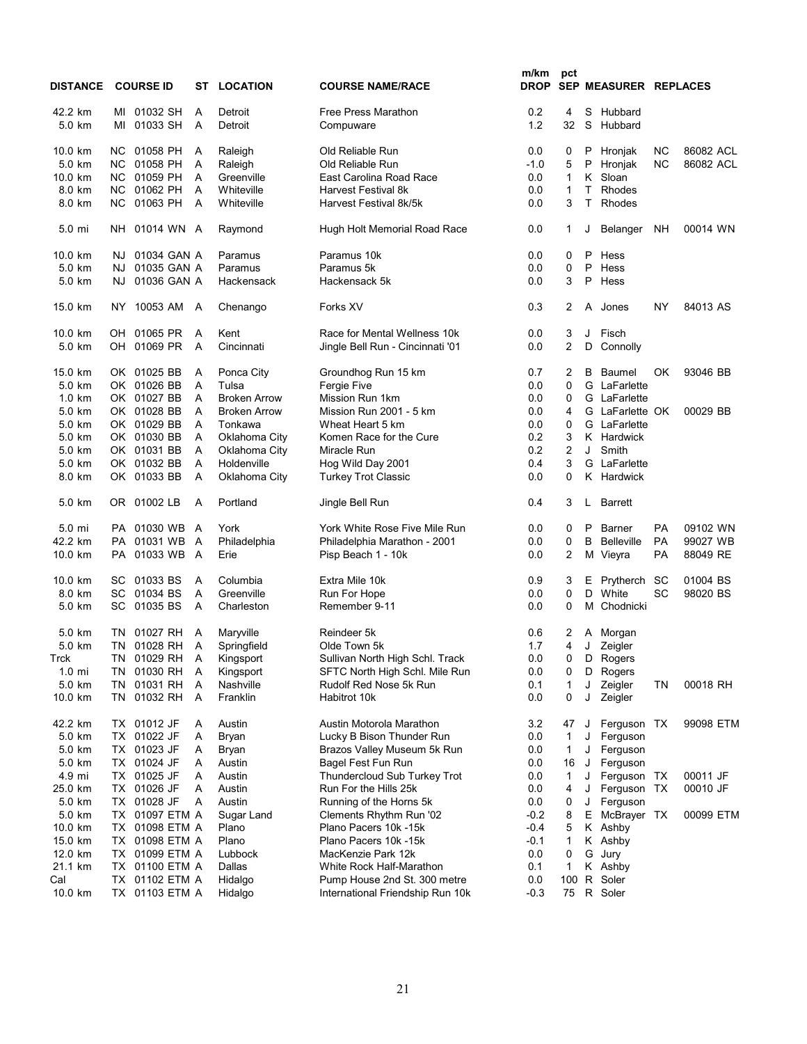| DISTANCE | COURSE ID | ST | LOCATION | COURSE NAME/RACE | m/km DROP | pct SEP | MEASURER | REPLACES | |
|---|---|---|---|---|---|---|---|---|---|
| 42.2 km | MI 01032 SH | A | Detroit | Free Press Marathon | 0.2 | 4 | S Hubbard | | |
| 5.0 km | MI 01033 SH | A | Detroit | Compuware | 1.2 | 32 | S Hubbard | | |
| 10.0 km | NC 01058 PH | A | Raleigh | Old Reliable Run | 0.0 | 0 | P Hronjak | NC | 86082 ACL |
| 5.0 km | NC 01058 PH | A | Raleigh | Old Reliable Run | -1.0 | 5 | P Hronjak | NC | 86082 ACL |
| 10.0 km | NC 01059 PH | A | Greenville | East Carolina Road Race | 0.0 | 1 | K Sloan | | |
| 8.0 km | NC 01062 PH | A | Whiteville | Harvest Festival 8k | 0.0 | 1 | T Rhodes | | |
| 8.0 km | NC 01063 PH | A | Whiteville | Harvest Festival 8k/5k | 0.0 | 3 | T Rhodes | | |
| 5.0 mi | NH 01014 WN | A | Raymond | Hugh Holt Memorial Road Race | 0.0 | 1 | J Belanger | NH | 00014 WN |
| 10.0 km | NJ 01034 GAN | A | Paramus | Paramus 10k | 0.0 | 0 | P Hess | | |
| 5.0 km | NJ 01035 GAN | A | Paramus | Paramus 5k | 0.0 | 0 | P Hess | | |
| 5.0 km | NJ 01036 GAN | A | Hackensack | Hackensack 5k | 0.0 | 3 | P Hess | | |
| 15.0 km | NY 10053 AM | A | Chenango | Forks XV | 0.3 | 2 | A Jones | NY | 84013 AS |
| 10.0 km | OH 01065 PR | A | Kent | Race for Mental Wellness 10k | 0.0 | 3 | J Fisch | | |
| 5.0 km | OH 01069 PR | A | Cincinnati | Jingle Bell Run - Cincinnati '01 | 0.0 | 2 | D Connolly | | |
| 15.0 km | OK 01025 BB | A | Ponca City | Groundhog Run 15 km | 0.7 | 2 | B Baumel | OK | 93046 BB |
| 5.0 km | OK 01026 BB | A | Tulsa | Fergie Five | 0.0 | 0 | G LaFarlette | | |
| 1.0 km | OK 01027 BB | A | Broken Arrow | Mission Run 1km | 0.0 | 0 | G LaFarlette | | |
| 5.0 km | OK 01028 BB | A | Broken Arrow | Mission Run 2001 - 5 km | 0.0 | 4 | G LaFarlette | OK | 00029 BB |
| 5.0 km | OK 01029 BB | A | Tonkawa | Wheat Heart 5 km | 0.0 | 0 | G LaFarlette | | |
| 5.0 km | OK 01030 BB | A | Oklahoma City | Komen Race for the Cure | 0.2 | 3 | K Hardwick | | |
| 5.0 km | OK 01031 BB | A | Oklahoma City | Miracle Run | 0.2 | 2 | J Smith | | |
| 5.0 km | OK 01032 BB | A | Holdenville | Hog Wild Day 2001 | 0.4 | 3 | G LaFarlette | | |
| 8.0 km | OK 01033 BB | A | Oklahoma City | Turkey Trot Classic | 0.0 | 0 | K Hardwick | | |
| 5.0 km | OR 01002 LB | A | Portland | Jingle Bell Run | 0.4 | 3 | L Barrett | | |
| 5.0 mi | PA 01030 WB | A | York | York White Rose Five Mile Run | 0.0 | 0 | P Barner | PA | 09102 WN |
| 42.2 km | PA 01031 WB | A | Philadelphia | Philadelphia Marathon - 2001 | 0.0 | 0 | B Belleville | PA | 99027 WB |
| 10.0 km | PA 01033 WB | A | Erie | Pisp Beach 1 - 10k | 0.0 | 2 | M Vieyra | PA | 88049 RE |
| 10.0 km | SC 01033 BS | A | Columbia | Extra Mile 10k | 0.9 | 3 | E Prytherch | SC | 01004 BS |
| 8.0 km | SC 01034 BS | A | Greenville | Run For Hope | 0.0 | 0 | D White | SC | 98020 BS |
| 5.0 km | SC 01035 BS | A | Charleston | Remember 9-11 | 0.0 | 0 | M Chodnicki | | |
| 5.0 km | TN 01027 RH | A | Maryville | Reindeer 5k | 0.6 | 2 | A Morgan | | |
| 5.0 km | TN 01028 RH | A | Springfield | Olde Town 5k | 1.7 | 4 | J Zeigler | | |
| Trck | TN 01029 RH | A | Kingsport | Sullivan North High Schl. Track | 0.0 | 0 | D Rogers | | |
| 1.0 mi | TN 01030 RH | A | Kingsport | SFTC North High Schl. Mile Run | 0.0 | 0 | D Rogers | | |
| 5.0 km | TN 01031 RH | A | Nashville | Rudolf Red Nose 5k Run | 0.1 | 1 | J Zeigler | TN | 00018 RH |
| 10.0 km | TN 01032 RH | A | Franklin | Habitrot 10k | 0.0 | 0 | J Zeigler | | |
| 42.2 km | TX 01012 JF | A | Austin | Austin Motorola Marathon | 3.2 | 47 | J Ferguson | TX | 99098 ETM |
| 5.0 km | TX 01022 JF | A | Bryan | Lucky B Bison Thunder Run | 0.0 | 1 | J Ferguson | | |
| 5.0 km | TX 01023 JF | A | Bryan | Brazos Valley Museum 5k Run | 0.0 | 1 | J Ferguson | | |
| 5.0 km | TX 01024 JF | A | Austin | Bagel Fest Fun Run | 0.0 | 16 | J Ferguson | | |
| 4.9 mi | TX 01025 JF | A | Austin | Thundercloud Sub Turkey Trot | 0.0 | 1 | J Ferguson | TX | 00011 JF |
| 25.0 km | TX 01026 JF | A | Austin | Run For the Hills 25k | 0.0 | 4 | J Ferguson | TX | 00010 JF |
| 5.0 km | TX 01028 JF | A | Austin | Running of the Horns 5k | 0.0 | 0 | J Ferguson | | |
| 5.0 km | TX 01097 ETM | A | Sugar Land | Clements Rhythm Run '02 | -0.2 | 8 | E McBrayer | TX | 00099 ETM |
| 10.0 km | TX 01098 ETM | A | Plano | Plano Pacers 10k -15k | -0.4 | 5 | K Ashby | | |
| 15.0 km | TX 01098 ETM | A | Plano | Plano Pacers 10k -15k | -0.1 | 1 | K Ashby | | |
| 12.0 km | TX 01099 ETM | A | Lubbock | MacKenzie Park 12k | 0.0 | 0 | G Jury | | |
| 21.1 km | TX 01100 ETM | A | Dallas | White Rock Half-Marathon | 0.1 | 1 | K Ashby | | |
| Cal | TX 01102 ETM | A | Hidalgo | Pump House 2nd St. 300 metre | 0.0 | 100 | R Soler | | |
| 10.0 km | TX 01103 ETM | A | Hidalgo | International Friendship Run 10k | -0.3 | 75 | R Soler | | |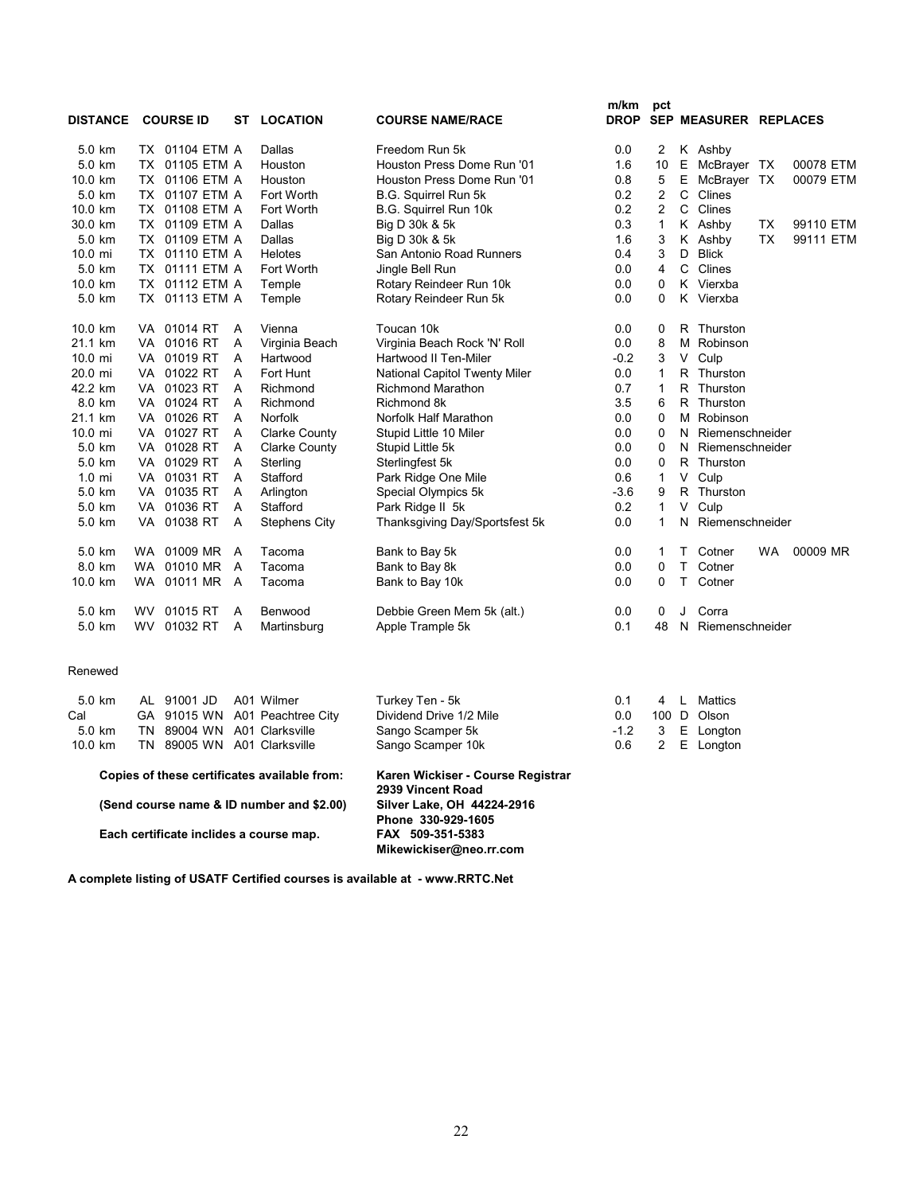| DISTANCE | COURSE ID | ST | LOCATION | COURSE NAME/RACE | m/km DROP | pct SEP | MEASURER | REPLACES | |
|---|---|---|---|---|---|---|---|---|---|
| 5.0 km | TX 01104 ETM | A | Dallas | Freedom Run 5k | 0.0 | 2 | K Ashby | | |
| 5.0 km | TX 01105 ETM | A | Houston | Houston Press Dome Run '01 | 1.6 | 10 | E McBrayer | TX | 00078 ETM |
| 10.0 km | TX 01106 ETM | A | Houston | Houston Press Dome Run '01 | 0.8 | 5 | E McBrayer | TX | 00079 ETM |
| 5.0 km | TX 01107 ETM | A | Fort Worth | B.G. Squirrel Run 5k | 0.2 | 2 | C Clines | | |
| 10.0 km | TX 01108 ETM | A | Fort Worth | B.G. Squirrel Run 10k | 0.2 | 2 | C Clines | | |
| 30.0 km | TX 01109 ETM | A | Dallas | Big D 30k & 5k | 0.3 | 1 | K Ashby | TX | 99110 ETM |
| 5.0 km | TX 01109 ETM | A | Dallas | Big D 30k & 5k | 1.6 | 3 | K Ashby | TX | 99111 ETM |
| 10.0 mi | TX 01110 ETM | A | Helotes | San Antonio Road Runners | 0.4 | 3 | D Blick | | |
| 5.0 km | TX 01111 ETM | A | Fort Worth | Jingle Bell Run | 0.0 | 4 | C Clines | | |
| 10.0 km | TX 01112 ETM | A | Temple | Rotary Reindeer Run 10k | 0.0 | 0 | K Vierxba | | |
| 5.0 km | TX 01113 ETM | A | Temple | Rotary Reindeer Run 5k | 0.0 | 0 | K Vierxba | | |
| 10.0 km | VA 01014 RT | A | Vienna | Toucan 10k | 0.0 | 0 | R Thurston | | |
| 21.1 km | VA 01016 RT | A | Virginia Beach | Virginia Beach Rock 'N' Roll | 0.0 | 8 | M Robinson | | |
| 10.0 mi | VA 01019 RT | A | Hartwood | Hartwood II Ten-Miler | -0.2 | 3 | V Culp | | |
| 20.0 mi | VA 01022 RT | A | Fort Hunt | National Capitol Twenty Miler | 0.0 | 1 | R Thurston | | |
| 42.2 km | VA 01023 RT | A | Richmond | Richmond Marathon | 0.7 | 1 | R Thurston | | |
| 8.0 km | VA 01024 RT | A | Richmond | Richmond 8k | 3.5 | 6 | R Thurston | | |
| 21.1 km | VA 01026 RT | A | Norfolk | Norfolk Half Marathon | 0.0 | 0 | M Robinson | | |
| 10.0 mi | VA 01027 RT | A | Clarke County | Stupid Little 10 Miler | 0.0 | 0 | N Riemenschneider | | |
| 5.0 km | VA 01028 RT | A | Clarke County | Stupid Little 5k | 0.0 | 0 | N Riemenschneider | | |
| 5.0 km | VA 01029 RT | A | Sterling | Sterlingfest 5k | 0.0 | 0 | R Thurston | | |
| 1.0 mi | VA 01031 RT | A | Stafford | Park Ridge One Mile | 0.6 | 1 | V Culp | | |
| 5.0 km | VA 01035 RT | A | Arlington | Special Olympics 5k | -3.6 | 9 | R Thurston | | |
| 5.0 km | VA 01036 RT | A | Stafford | Park Ridge II 5k | 0.2 | 1 | V Culp | | |
| 5.0 km | VA 01038 RT | A | Stephens City | Thanksgiving Day/Sportsfest 5k | 0.0 | 1 | N Riemenschneider | | |
| 5.0 km | WA 01009 MR | A | Tacoma | Bank to Bay 5k | 0.0 | 1 | T Cotner | WA | 00009 MR |
| 8.0 km | WA 01010 MR | A | Tacoma | Bank to Bay 8k | 0.0 | 0 | T Cotner | | |
| 10.0 km | WA 01011 MR | A | Tacoma | Bank to Bay 10k | 0.0 | 0 | T Cotner | | |
| 5.0 km | WV 01015 RT | A | Benwood | Debbie Green Mem 5k (alt.) | 0.0 | 0 | J Corra | | |
| 5.0 km | WV 01032 RT | A | Martinsburg | Apple Trample 5k | 0.1 | 48 | N Riemenschneider | | |

Renewed

| DISTANCE | COURSE ID | ST | LOCATION | COURSE NAME/RACE | m/km DROP | pct SEP | MEASURER |
|---|---|---|---|---|---|---|---|
| 5.0 km | AL 91001 JD | A01 | Wilmer | Turkey Ten - 5k | 0.1 | 4 | L Mattics |
| Cal | GA 91015 WN | A01 | Peachtree City | Dividend Drive 1/2 Mile | 0.0 | 100 | D Olson |
| 5.0 km | TN 89004 WN | A01 | Clarksville | Sango Scamper 5k | -1.2 | 3 | E Longton |
| 10.0 km | TN 89005 WN | A01 | Clarksville | Sango Scamper 10k | 0.6 | 2 | E Longton |

**Copies of these certificates available from:**

**(Send course name & ID number and $2.00)**

**Each certificate inclides a course map.**

**Karen Wickiser - Course Registrar**
**2939 Vincent Road**
**Silver Lake, OH 44224-2916**
**Phone 330-929-1605**
**FAX 509-351-5383**
**Mikewickiser@neo.rr.com**

**A complete listing of USATF Certified courses is available at - www.RRTC.Net**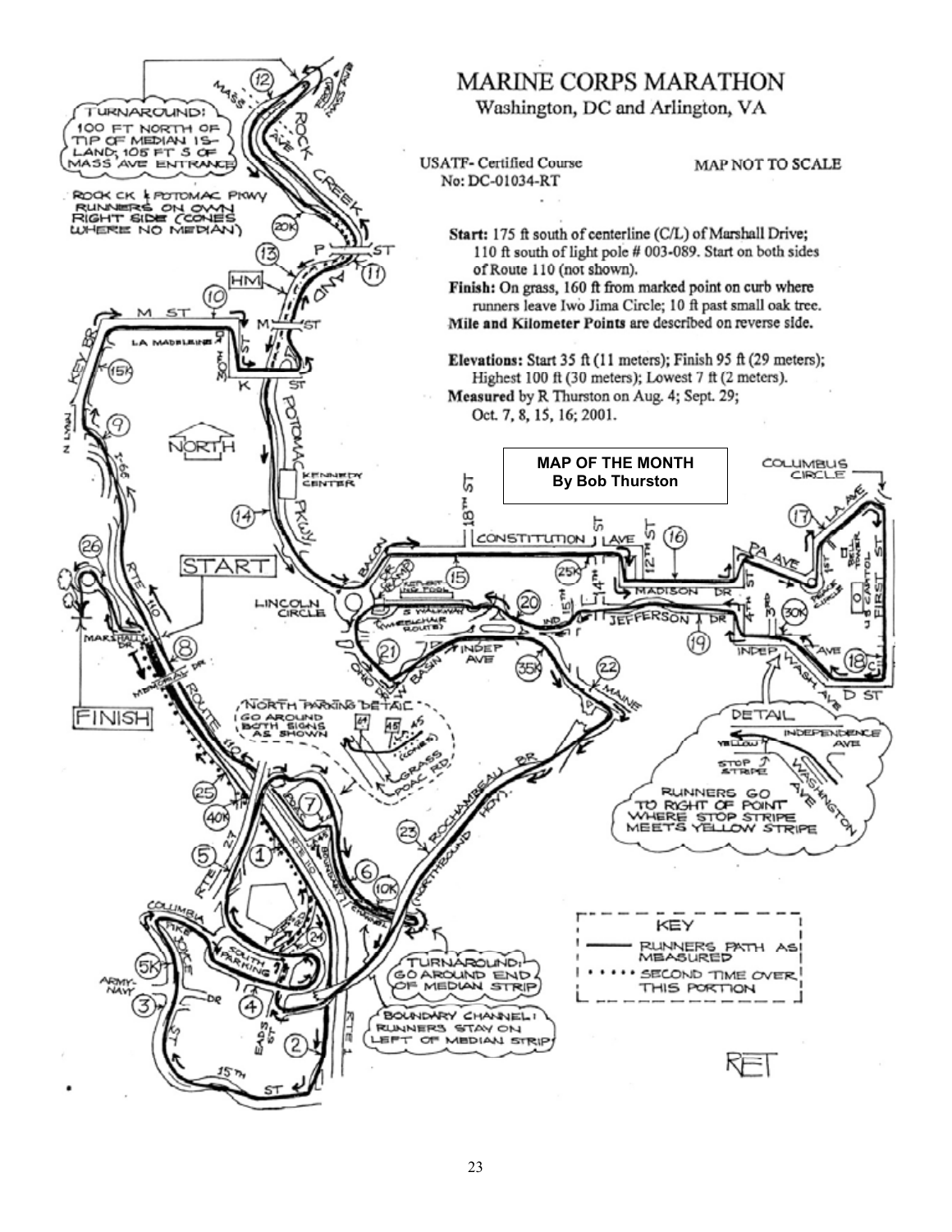# MARINE CORPS MARATHON

Washington, DC and Arlington, VA

USATF- Certified Course
No: DC-01034-RT

MAP NOT TO SCALE

**Start:** 175 ft south of centerline (C/L) of Marshall Drive; 110 ft south of light pole # 003-089. Start on both sides of Route 110 (not shown).

**Finish:** On grass, 160 ft from marked point on curb where runners leave Iwo Jima Circle; 10 ft past small oak tree.

**Mile and Kilometer Points** are described on reverse side.

**Elevations:** Start 35 ft (11 meters); Finish 95 ft (29 meters); Highest 100 ft (30 meters); Lowest 7 ft (2 meters).

**Measured** by R Thurston on Aug. 4; Sept. 29; Oct. 7, 8, 15, 16; 2001.

**MAP OF THE MONTH**
**By Bob Thurston**

TURNAROUND: 100 FT NORTH OF TIP OF MEDIAN ISLAND; 105 FT S OF MASS AVE ENTRANCE

ROCK CK & POTOMAC PKWY RUNNERS ON OWN RIGHT SIDE (CONES WHERE NO MEDIAN)

NORTH PARKING DETAIL: GO AROUND BOTH SIGNS AS SHOWN

DETAIL: RUNNERS GO TO RIGHT OF POINT WHERE STOP STRIPE MEETS YELLOW STRIPE

TURNAROUND: GO AROUND END OF MEDIAN STRIP

BOUNDARY CHANNEL: RUNNERS STAY ON LEFT OF MEDIAN STRIP

KEY

- RUNNERS PATH AS MEASURED
- ····· SECOND TIME OVER THIS PORTION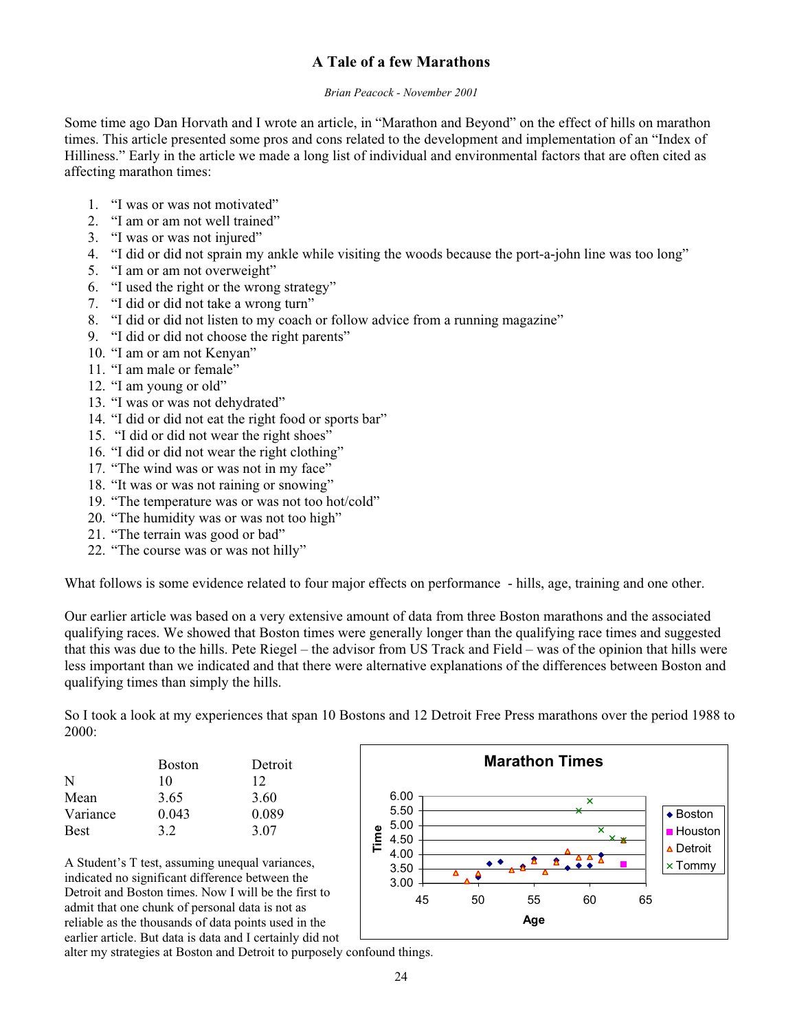# A Tale of a few Marathons

*Brian Peacock - November 2001*

Some time ago Dan Horvath and I wrote an article, in "Marathon and Beyond" on the effect of hills on marathon times. This article presented some pros and cons related to the development and implementation of an "Index of Hilliness." Early in the article we made a long list of individual and environmental factors that are often cited as affecting marathon times:

1. "I was or was not motivated"
2. "I am or am not well trained"
3. "I was or was not injured"
4. "I did or did not sprain my ankle while visiting the woods because the port-a-john line was too long"
5. "I am or am not overweight"
6. "I used the right or the wrong strategy"
7. "I did or did not take a wrong turn"
8. "I did or did not listen to my coach or follow advice from a running magazine"
9. "I did or did not choose the right parents"
10. "I am or am not Kenyan"
11. "I am male or female"
12. "I am young or old"
13. "I was or was not dehydrated"
14. "I did or did not eat the right food or sports bar"
15. "I did or did not wear the right shoes"
16. "I did or did not wear the right clothing"
17. "The wind was or was not in my face"
18. "It was or was not raining or snowing"
19. "The temperature was or was not too hot/cold"
20. "The humidity was or was not too high"
21. "The terrain was good or bad"
22. "The course was or was not hilly"

What follows is some evidence related to four major effects on performance - hills, age, training and one other.

Our earlier article was based on a very extensive amount of data from three Boston marathons and the associated qualifying races. We showed that Boston times were generally longer than the qualifying race times and suggested that this was due to the hills. Pete Riegel – the advisor from US Track and Field – was of the opinion that hills were less important than we indicated and that there were alternative explanations of the differences between Boston and qualifying times than simply the hills.

So I took a look at my experiences that span 10 Bostons and 12 Detroit Free Press marathons over the period 1988 to 2000:

| | Boston | Detroit |
|---|---|---|
| N | 10 | 12 |
| Mean | 3.65 | 3.60 |
| Variance | 0.043 | 0.089 |
| Best | 3.2 | 3.07 |

**Marathon Times** (chart: Time vs. Age, series: Boston, Houston, Detroit, Tommy)

A Student's T test, assuming unequal variances, indicated no significant difference between the Detroit and Boston times. Now I will be the first to admit that one chunk of personal data is not as reliable as the thousands of data points used in the earlier article. But data is data and I certainly did not alter my strategies at Boston and Detroit to purposely confound things.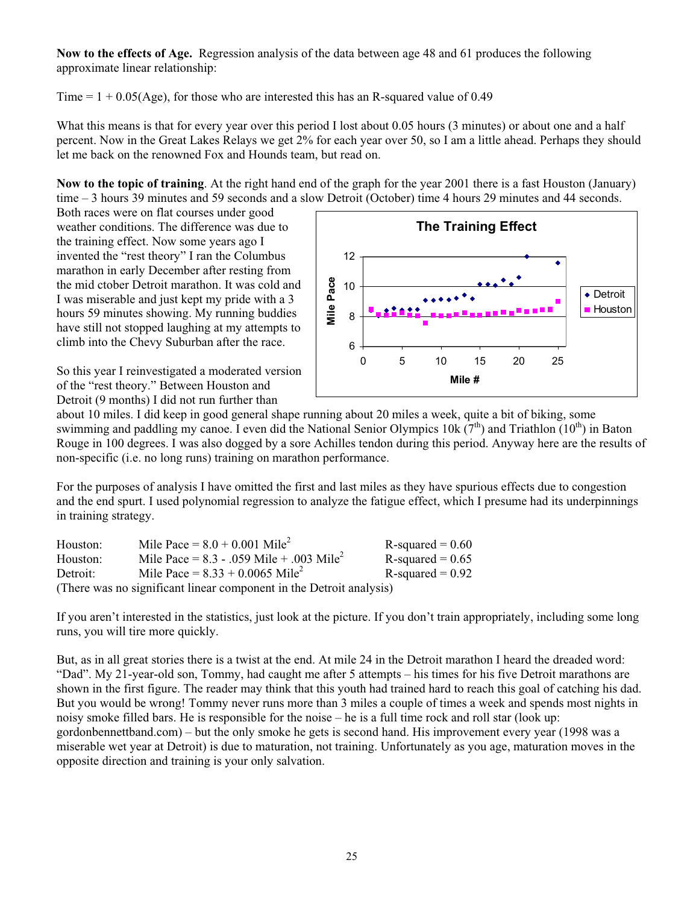**Now to the effects of Age.** Regression analysis of the data between age 48 and 61 produces the following approximate linear relationship:

Time = 1 + 0.05(Age), for those who are interested this has an R-squared value of 0.49

What this means is that for every year over this period I lost about 0.05 hours (3 minutes) or about one and a half percent. Now in the Great Lakes Relays we get 2% for each year over 50, so I am a little ahead. Perhaps they should let me back on the renowned Fox and Hounds team, but read on.

**Now to the topic of training**. At the right hand end of the graph for the year 2001 there is a fast Houston (January) time – 3 hours 39 minutes and 59 seconds and a slow Detroit (October) time 4 hours 29 minutes and 44 seconds. Both races were on flat courses under good weather conditions. The difference was due to the training effect. Now some years ago I invented the "rest theory" I ran the Columbus marathon in early December after resting from the mid ctober Detroit marathon. It was cold and I was miserable and just kept my pride with a 3 hours 59 minutes showing. My running buddies have still not stopped laughing at my attempts to climb into the Chevy Suburban after the race.

So this year I reinvestigated a moderated version of the "rest theory." Between Houston and Detroit (9 months) I did not run further than about 10 miles. I did keep in good general shape running about 20 miles a week, quite a bit of biking, some swimming and paddling my canoe. I even did the National Senior Olympics 10k (7th) and Triathlon (10th) in Baton Rouge in 100 degrees. I was also dogged by a sore Achilles tendon during this period. Anyway here are the results of non-specific (i.e. no long runs) training on marathon performance.

For the purposes of analysis I have omitted the first and last miles as they have spurious effects due to congestion and the end spurt. I used polynomial regression to analyze the fatigue effect, which I presume had its underpinnings in training strategy.

| | | |
|---|---|---|
| Houston: | Mile Pace = $8.0 + 0.001 \text{ Mile}^2$ | R-squared = 0.60 |
| Houston: | Mile Pace = $8.3 - .059 \text{ Mile} + .003 \text{ Mile}^2$ | R-squared = 0.65 |
| Detroit: | Mile Pace = $8.33 + 0.0065 \text{ Mile}^2$ | R-squared = 0.92 |

(There was no significant linear component in the Detroit analysis)

If you aren't interested in the statistics, just look at the picture. If you don't train appropriately, including some long runs, you will tire more quickly.

But, as in all great stories there is a twist at the end. At mile 24 in the Detroit marathon I heard the dreaded word: "Dad". My 21-year-old son, Tommy, had caught me after 5 attempts – his times for his five Detroit marathons are shown in the first figure. The reader may think that this youth had trained hard to reach this goal of catching his dad. But you would be wrong! Tommy never runs more than 3 miles a couple of times a week and spends most nights in noisy smoke filled bars. He is responsible for the noise – he is a full time rock and roll star (look up: gordonbennettband.com) – but the only smoke he gets is second hand. His improvement every year (1998 was a miserable wet year at Detroit) is due to maturation, not training. Unfortunately as you age, maturation moves in the opposite direction and training is your only salvation.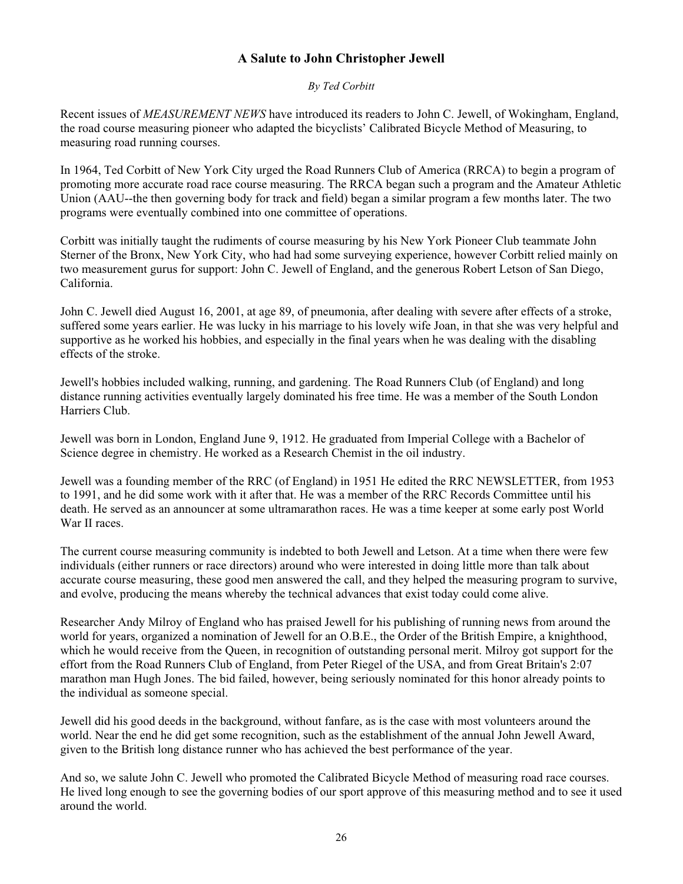## A Salute to John Christopher Jewell

*By Ted Corbitt*

Recent issues of *MEASUREMENT NEWS* have introduced its readers to John C. Jewell, of Wokingham, England, the road course measuring pioneer who adapted the bicyclists' Calibrated Bicycle Method of Measuring, to measuring road running courses.

In 1964, Ted Corbitt of New York City urged the Road Runners Club of America (RRCA) to begin a program of promoting more accurate road race course measuring. The RRCA began such a program and the Amateur Athletic Union (AAU--the then governing body for track and field) began a similar program a few months later. The two programs were eventually combined into one committee of operations.

Corbitt was initially taught the rudiments of course measuring by his New York Pioneer Club teammate John Sterner of the Bronx, New York City, who had had some surveying experience, however Corbitt relied mainly on two measurement gurus for support: John C. Jewell of England, and the generous Robert Letson of San Diego, California.

John C. Jewell died August 16, 2001, at age 89, of pneumonia, after dealing with severe after effects of a stroke, suffered some years earlier. He was lucky in his marriage to his lovely wife Joan, in that she was very helpful and supportive as he worked his hobbies, and especially in the final years when he was dealing with the disabling effects of the stroke.

Jewell's hobbies included walking, running, and gardening. The Road Runners Club (of England) and long distance running activities eventually largely dominated his free time. He was a member of the South London Harriers Club.

Jewell was born in London, England June 9, 1912. He graduated from Imperial College with a Bachelor of Science degree in chemistry. He worked as a Research Chemist in the oil industry.

Jewell was a founding member of the RRC (of England) in 1951 He edited the RRC NEWSLETTER, from 1953 to 1991, and he did some work with it after that. He was a member of the RRC Records Committee until his death. He served as an announcer at some ultramarathon races. He was a time keeper at some early post World War II races.

The current course measuring community is indebted to both Jewell and Letson. At a time when there were few individuals (either runners or race directors) around who were interested in doing little more than talk about accurate course measuring, these good men answered the call, and they helped the measuring program to survive, and evolve, producing the means whereby the technical advances that exist today could come alive.

Researcher Andy Milroy of England who has praised Jewell for his publishing of running news from around the world for years, organized a nomination of Jewell for an O.B.E., the Order of the British Empire, a knighthood, which he would receive from the Queen, in recognition of outstanding personal merit. Milroy got support for the effort from the Road Runners Club of England, from Peter Riegel of the USA, and from Great Britain's 2:07 marathon man Hugh Jones. The bid failed, however, being seriously nominated for this honor already points to the individual as someone special.

Jewell did his good deeds in the background, without fanfare, as is the case with most volunteers around the world. Near the end he did get some recognition, such as the establishment of the annual John Jewell Award, given to the British long distance runner who has achieved the best performance of the year.

And so, we salute John C. Jewell who promoted the Calibrated Bicycle Method of measuring road race courses. He lived long enough to see the governing bodies of our sport approve of this measuring method and to see it used around the world.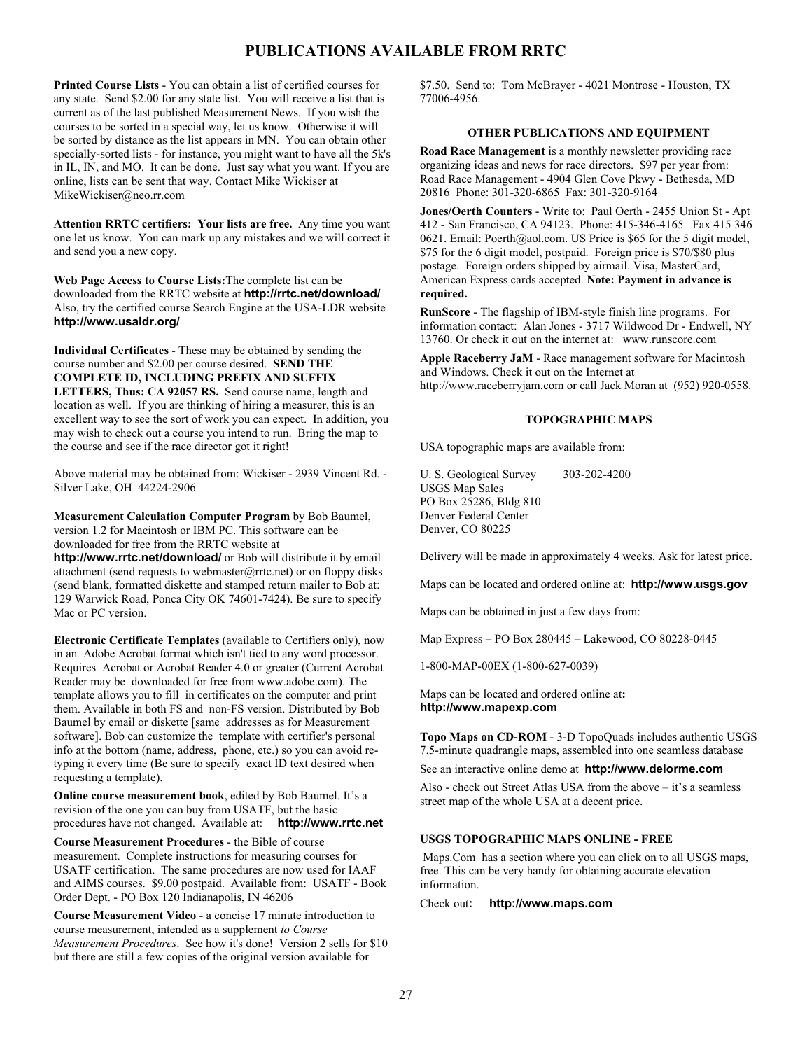# PUBLICATIONS AVAILABLE FROM RRTC

**Printed Course Lists** - You can obtain a list of certified courses for any state. Send $2.00 for any state list. You will receive a list that is current as of the last published Measurement News. If you wish the courses to be sorted in a special way, let us know. Otherwise it will be sorted by distance as the list appears in MN. You can obtain other specially-sorted lists - for instance, you might want to have all the 5k's in IL, IN, and MO. It can be done. Just say what you want. If you are online, lists can be sent that way. Contact Mike Wickiser at MikeWickiser@neo.rr.com

**Attention RRTC certifiers: Your lists are free.** Any time you want one let us know. You can mark up any mistakes and we will correct it and send you a new copy.

**Web Page Access to Course Lists:** The complete list can be downloaded from the RRTC website at **http://rrtc.net/download/** Also, try the certified course Search Engine at the USA-LDR website **http://www.usaldr.org/**

**Individual Certificates** - These may be obtained by sending the course number and $2.00 per course desired. **SEND THE COMPLETE ID, INCLUDING PREFIX AND SUFFIX LETTERS, Thus: CA 92057 RS.** Send course name, length and location as well. If you are thinking of hiring a measurer, this is an excellent way to see the sort of work you can expect. In addition, you may wish to check out a course you intend to run. Bring the map to the course and see if the race director got it right!

Above material may be obtained from: Wickiser - 2939 Vincent Rd. - Silver Lake, OH 44224-2906

**Measurement Calculation Computer Program** by Bob Baumel, version 1.2 for Macintosh or IBM PC. This software can be downloaded for free from the RRTC website at **http://www.rrtc.net/download/** or Bob will distribute it by email attachment (send requests to webmaster@rrtc.net) or on floppy disks (send blank, formatted diskette and stamped return mailer to Bob at: 129 Warwick Road, Ponca City OK 74601-7424). Be sure to specify Mac or PC version.

**Electronic Certificate Templates** (available to Certifiers only), now in an Adobe Acrobat format which isn't tied to any word processor. Requires Acrobat or Acrobat Reader 4.0 or greater (Current Acrobat Reader may be downloaded for free from www.adobe.com). The template allows you to fill in certificates on the computer and print them. Available in both FS and non-FS version. Distributed by Bob Baumel by email or diskette [same addresses as for Measurement software]. Bob can customize the template with certifier's personal info at the bottom (name, address, phone, etc.) so you can avoid re-typing it every time (Be sure to specify exact ID text desired when requesting a template).

**Online course measurement book**, edited by Bob Baumel. It's a revision of the one you can buy from USATF, but the basic procedures have not changed. Available at: **http://www.rrtc.net**

**Course Measurement Procedures** - the Bible of course measurement. Complete instructions for measuring courses for USATF certification. The same procedures are now used for IAAF and AIMS courses. $9.00 postpaid. Available from: USATF - Book Order Dept. - PO Box 120 Indianapolis, IN 46206

**Course Measurement Video** - a concise 17 minute introduction to course measurement, intended as a supplement *to Course Measurement Procedures*. See how it's done! Version 2 sells for $10 but there are still a few copies of the original version available for $7.50. Send to: Tom McBrayer - 4021 Montrose - Houston, TX 77006-4956.

#### OTHER PUBLICATIONS AND EQUIPMENT

**Road Race Management** is a monthly newsletter providing race organizing ideas and news for race directors. $97 per year from: Road Race Management - 4904 Glen Cove Pkwy - Bethesda, MD 20816 Phone: 301-320-6865 Fax: 301-320-9164

**Jones/Oerth Counters** - Write to: Paul Oerth - 2455 Union St - Apt 412 - San Francisco, CA 94123. Phone: 415-346-4165 Fax 415 346 0621. Email: Poerth@aol.com. US Price is $65 for the 5 digit model, $75 for the 6 digit model, postpaid. Foreign price is $70/$80 plus postage. Foreign orders shipped by airmail. Visa, MasterCard, American Express cards accepted. **Note: Payment in advance is required.**

**RunScore** - The flagship of IBM-style finish line programs. For information contact: Alan Jones - 3717 Wildwood Dr - Endwell, NY 13760. Or check it out on the internet at: www.runscore.com

**Apple Raceberry JaM** - Race management software for Macintosh and Windows. Check it out on the Internet at http://www.raceberryjam.com or call Jack Moran at (952) 920-0558.

#### TOPOGRAPHIC MAPS

USA topographic maps are available from:

U. S. Geological Survey 303-202-4200
USGS Map Sales
PO Box 25286, Bldg 810
Denver Federal Center
Denver, CO 80225

Delivery will be made in approximately 4 weeks. Ask for latest price.

Maps can be located and ordered online at: **http://www.usgs.gov**

Maps can be obtained in just a few days from:

Map Express – PO Box 280445 – Lakewood, CO 80228-0445

1-800-MAP-00EX (1-800-627-0039)

Maps can be located and ordered online at**:**
**http://www.mapexp.com**

**Topo Maps on CD-ROM** - 3-D TopoQuads includes authentic USGS 7.5-minute quadrangle maps, assembled into one seamless database

See an interactive online demo at **http://www.delorme.com**

Also - check out Street Atlas USA from the above – it's a seamless street map of the whole USA at a decent price.

#### USGS TOPOGRAPHIC MAPS ONLINE - FREE

Maps.Com has a section where you can click on to all USGS maps, free. This can be very handy for obtaining accurate elevation information.

Check out**: http://www.maps.com**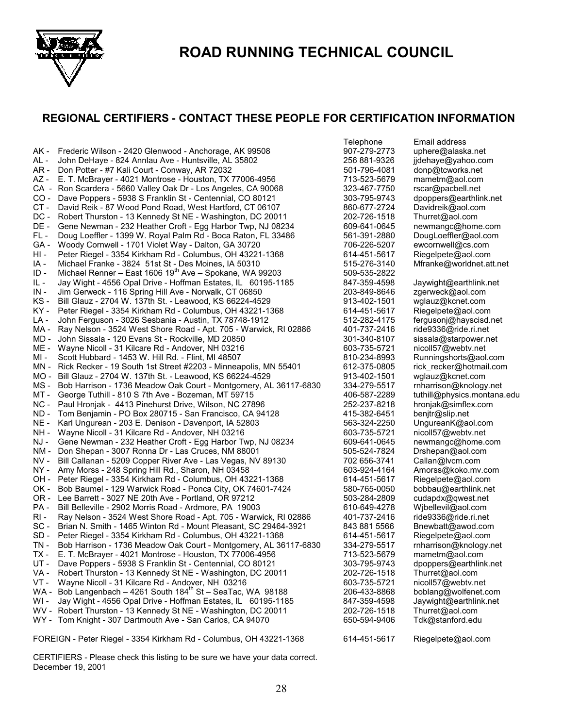# ROAD RUNNING TECHNICAL COUNCIL

## REGIONAL CERTIFIERS - CONTACT THESE PEOPLE FOR CERTIFICATION INFORMATION

| | | Telephone | Email address |
|---|---|---|---|
| AK - | Frederic Wilson - 2420 Glenwood - Anchorage, AK 99508 | 907-279-2773 | uphere@alaska.net |
| AL - | John DeHaye - 824 Annlau Ave - Huntsville, AL 35802 | 256 881-9326 | jjdehaye@yahoo.com |
| AR - | Don Potter - #7 Kali Court - Conway, AR 72032 | 501-796-4081 | donp@tcworks.net |
| AZ - | E. T. McBrayer - 4021 Montrose - Houston, TX 77006-4956 | 713-523-5679 | mametm@aol.com |
| CA - | Ron Scardera - 5660 Valley Oak Dr - Los Angeles, CA 90068 | 323-467-7750 | rscar@pacbell.net |
| CO - | Dave Poppers - 5938 S Franklin St - Centennial, CO 80121 | 303-795-9743 | dpoppers@earthlink.net |
| CT - | David Reik - 87 Wood Pond Road, West Hartford, CT 06107 | 860-677-2724 | Davidreik@aol.com |
| DC - | Robert Thurston - 13 Kennedy St NE - Washington, DC 20011 | 202-726-1518 | Thurret@aol.com |
| DE - | Gene Newman - 232 Heather Croft - Egg Harbor Twp, NJ 08234 | 609-641-0645 | newmangc@home.com |
| FL - | Doug Loeffler - 1399 W. Royal Palm Rd - Boca Raton, FL 33486 | 561-391-2880 | DougLoeffler@aol.com |
| GA - | Woody Cornwell - 1701 Violet Way - Dalton, GA 30720 | 706-226-5207 | ewcornwell@cs.com |
| HI - | Peter Riegel - 3354 Kirkham Rd - Columbus, OH 43221-1368 | 614-451-5617 | Riegelpete@aol.com |
| IA - | Michael Franke - 3824 51st St - Des Moines, IA 50310 | 515-276-3140 | Mfranke@worldnet.att.net |
| ID - | Michael Renner – East 1606 19th Ave – Spokane, WA 99203 | 509-535-2822 | |
| IL - | Jay Wight - 4556 Opal Drive - Hoffman Estates, IL 60195-1185 | 847-359-4598 | Jaywight@earthlink.net |
| IN - | Jim Gerweck - 116 Spring Hill Ave - Norwalk, CT 06850 | 203-849-8646 | zgerweck@aol.com |
| KS - | Bill Glauz - 2704 W. 137th St. - Leawood, KS 66224-4529 | 913-402-1501 | wglauz@kcnet.com |
| KY - | Peter Riegel - 3354 Kirkham Rd - Columbus, OH 43221-1368 | 614-451-5617 | Riegelpete@aol.com |
| LA - | John Ferguson - 3026 Sesbania - Austin, TX 78748-1912 | 512-282-4175 | fergusonj@hayscisd.net |
| MA - | Ray Nelson - 3524 West Shore Road - Apt. 705 - Warwick, RI 02886 | 401-737-2416 | ride9336@ride.ri.net |
| MD - | John Sissala - 120 Evans St - Rockville, MD 20850 | 301-340-8107 | sissala@starpower.net |
| ME - | Wayne Nicoll - 31 Kilcare Rd - Andover, NH 03216 | 603-735-5721 | nicoll57@webtv.net |
| MI - | Scott Hubbard - 1453 W. Hill Rd. - Flint, MI 48507 | 810-234-8993 | Runningshorts@aol.com |
| MN - | Rick Recker - 19 South 1st Street #2203 - Minneapolis, MN 55401 | 612-375-0805 | rick_recker@hotmail.com |
| MO - | Bill Glauz - 2704 W. 137th St. - Leawood, KS 66224-4529 | 913-402-1501 | wglauz@kcnet.com |
| MS - | Bob Harrison - 1736 Meadow Oak Court - Montgomery, AL 36117-6830 | 334-279-5517 | rnharrison@knology.net |
| MT - | George Tuthill - 810 S 7th Ave - Bozeman, MT 59715 | 406-587-2289 | tuthill@physics.montana.edu |
| NC - | Paul Hronjak - 4413 Pinehurst Drive, Wilson, NC 27896 | 252-237-8218 | hronjak@simflex.com |
| ND - | Tom Benjamin - PO Box 280715 - San Francisco, CA 94128 | 415-382-6451 | benjtr@slip.net |
| NE - | Karl Ungurean - 203 E. Denison - Davenport, IA 52803 | 563-324-2250 | UngureanK@aol.com |
| NH - | Wayne Nicoll - 31 Kilcare Rd - Andover, NH 03216 | 603-735-5721 | nicoll57@webtv.net |
| NJ - | Gene Newman - 232 Heather Croft - Egg Harbor Twp, NJ 08234 | 609-641-0645 | newmangc@home.com |
| NM - | Don Shepan - 3007 Ronna Dr - Las Cruces, NM 88001 | 505-524-7824 | Drshepan@aol.com |
| NV - | Bill Callanan - 5209 Copper River Ave - Las Vegas, NV 89130 | 702 656-3741 | Callan@lvcm.com |
| NY - | Amy Morss - 248 Spring Hill Rd., Sharon, NH 03458 | 603-924-4164 | Amorss@koko.mv.com |
| OH - | Peter Riegel - 3354 Kirkham Rd - Columbus, OH 43221-1368 | 614-451-5617 | Riegelpete@aol.com |
| OK - | Bob Baumel - 129 Warwick Road - Ponca City, OK 74601-7424 | 580-765-0050 | bobbau@earthlink.net |
| OR - | Lee Barrett - 3027 NE 20th Ave - Portland, OR 97212 | 503-284-2809 | cudapdx@qwest.net |
| PA - | Bill Belleville - 2902 Morris Road - Ardmore, PA 19003 | 610-649-4278 | Wjbellevil@aol.com |
| RI - | Ray Nelson - 3524 West Shore Road - Apt. 705 - Warwick, RI 02886 | 401-737-2416 | ride9336@ride.ri.net |
| SC - | Brian N. Smith - 1465 Winton Rd - Mount Pleasant, SC 29464-3921 | 843 881 5566 | Bnewbatt@awod.com |
| SD - | Peter Riegel - 3354 Kirkham Rd - Columbus, OH 43221-1368 | 614-451-5617 | Riegelpete@aol.com |
| TN - | Bob Harrison - 1736 Meadow Oak Court - Montgomery, AL 36117-6830 | 334-279-5517 | rnharrison@knology.net |
| TX - | E. T. McBrayer - 4021 Montrose - Houston, TX 77006-4956 | 713-523-5679 | mametm@aol.com |
| UT - | Dave Poppers - 5938 S Franklin St - Centennial, CO 80121 | 303-795-9743 | dpoppers@earthlink.net |
| VA - | Robert Thurston - 13 Kennedy St NE - Washington, DC 20011 | 202-726-1518 | Thurret@aol.com |
| VT - | Wayne Nicoll - 31 Kilcare Rd - Andover, NH 03216 | 603-735-5721 | nicoll57@webtv.net |
| WA - | Bob Langenbach – 4261 South 184th St – SeaTac, WA 98188 | 206-433-8868 | boblang@wolfenet.com |
| WI - | Jay Wight - 4556 Opal Drive - Hoffman Estates, IL 60195-1185 | 847-359-4598 | Jaywight@earthlink.net |
| WV - | Robert Thurston - 13 Kennedy St NE - Washington, DC 20011 | 202-726-1518 | Thurret@aol.com |
| WY - | Tom Knight - 307 Dartmouth Ave - San Carlos, CA 94070 | 650-594-9406 | Tdk@stanford.edu |
| FOREIGN - | Peter Riegel - 3354 Kirkham Rd - Columbus, OH 43221-1368 | 614-451-5617 | Riegelpete@aol.com |

CERTIFIERS - Please check this listing to be sure we have your data correct.
December 19, 2001